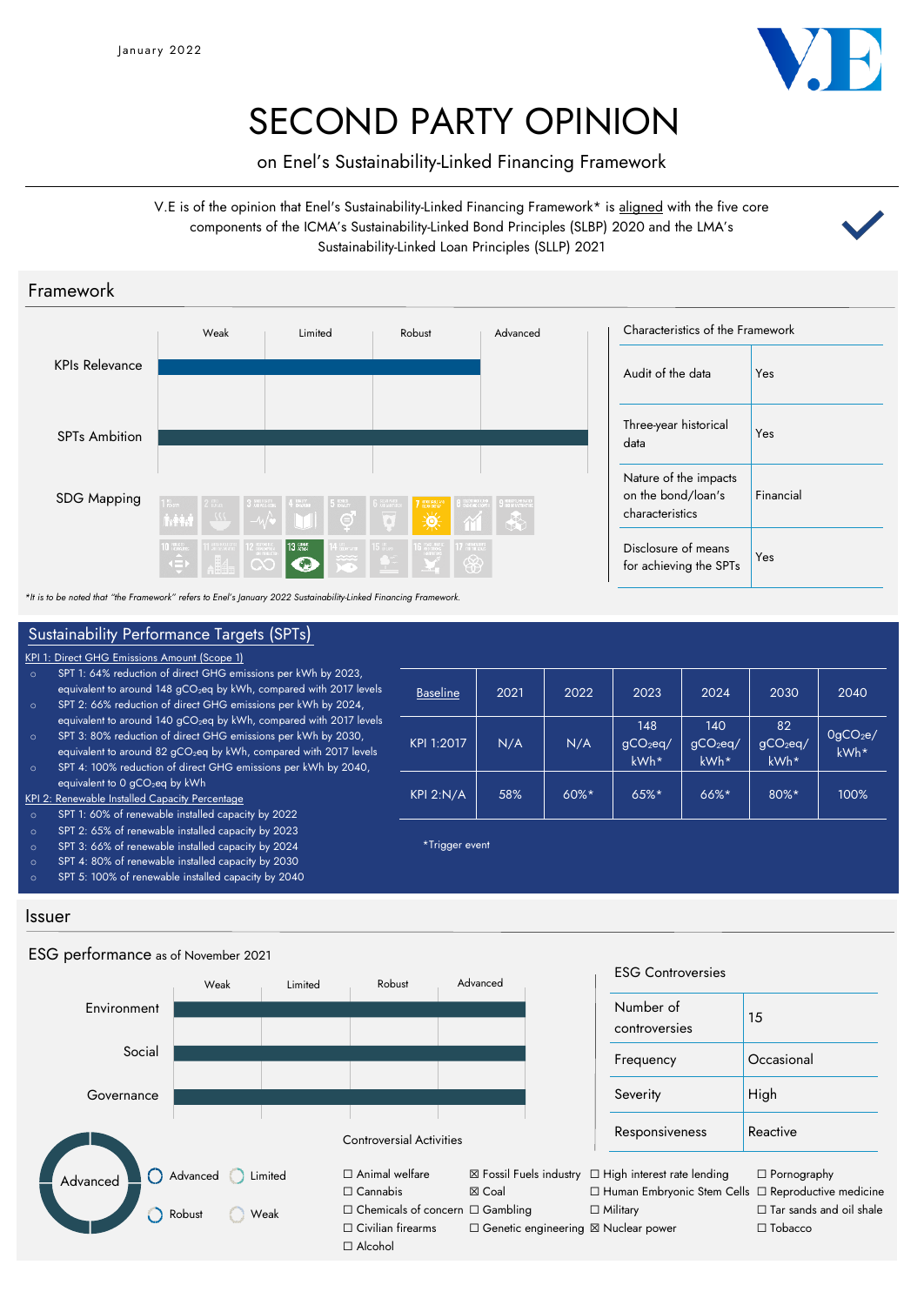January 2022

# SECOND PARTY OPINION

on Enel's Sustainability-Linked Financing Framework

V.E is of the opinion that Enel's Sustainability-Linked Financing Framework* is aligned with the five core components of the ICMA's Sustainability-Linked Bond Principles (SLBP) 2020 and the LMA's Sustainability-Linked Loan Principles (SLLP) 2021

## Framework

| | Weak | Limited | Robust | Advanced |
|---|---|---|---|---|
| KPIs Relevance | | | ■ | |
| SPTs Ambition | | | | ■ |

SDG Mapping: 7, 13

| Characteristics of the Framework | |
|---|---|
| Audit of the data | Yes |
| Three-year historical data | Yes |
| Nature of the impacts on the bond/loan's characteristics | Financial |
| Disclosure of means for achieving the SPTs | Yes |

*It is to be noted that "the Framework" refers to Enel's January 2022 Sustainability-Linked Financing Framework.

## Sustainability Performance Targets (SPTs)

KPI 1: Direct GHG Emissions Amount (Scope 1)

- SPT 1: 64% reduction of direct GHG emissions per kWh by 2023, equivalent to around 148 $gCO_2eq$ by kWh, compared with 2017 levels
- SPT 2: 66% reduction of direct GHG emissions per kWh by 2024, equivalent to around 140 $gCO_2eq$ by kWh, compared with 2017 levels
- SPT 3: 80% reduction of direct GHG emissions per kWh by 2030, equivalent to around 82 $gCO_2eq$ by kWh, compared with 2017 levels
- SPT 4: 100% reduction of direct GHG emissions per kWh by 2040, equivalent to 0 $gCO_2eq$ by kWh

KPI 2: Renewable Installed Capacity Percentage

- SPT 1: 60% of renewable installed capacity by 2022
- SPT 2: 65% of renewable installed capacity by 2023
- SPT 3: 66% of renewable installed capacity by 2024
- SPT 4: 80% of renewable installed capacity by 2030
- SPT 5: 100% of renewable installed capacity by 2040

| Baseline | 2021 | 2022 | 2023 | 2024 | 2030 | 2040 |
|---|---|---|---|---|---|---|
| KPI 1:2017 | N/A | N/A | 148 $gCO_2eq$/kWh* | 140 $gCO_2eq$/kWh* | 82 $gCO_2eq$/kWh* | 0 $gCO_2e$/kWh* |
| KPI 2:N/A | 58% | 60%* | 65%* | 66%* | 80%* | 100% |

*Trigger event

## Issuer

### ESG performance as of November 2021

| | Weak | Limited | Robust | Advanced |
|---|---|---|---|---|
| Environment | | | | ■ |
| Social | | | | ■ |
| Governance | | | | ■ |

Overall: Advanced (Advanced / Robust / Limited / Weak)

| ESG Controversies | |
|---|---|
| Number of controversies | 15 |
| Frequency | Occasional |
| Severity | High |
| Responsiveness | Reactive |

### Controversial Activities

- ☐ Animal welfare
- ☐ Cannabis
- ☐ Chemicals of concern
- ☐ Civilian firearms
- ☐ Alcohol
- ☒ Fossil Fuels industry
- ☒ Coal
- ☐ Gambling
- ☐ Genetic engineering
- ☐ High interest rate lending
- ☐ Human Embryonic Stem Cells
- ☐ Military
- ☒ Nuclear power
- ☐ Pornography
- ☐ Reproductive medicine
- ☐ Tar sands and oil shale
- ☐ Tobacco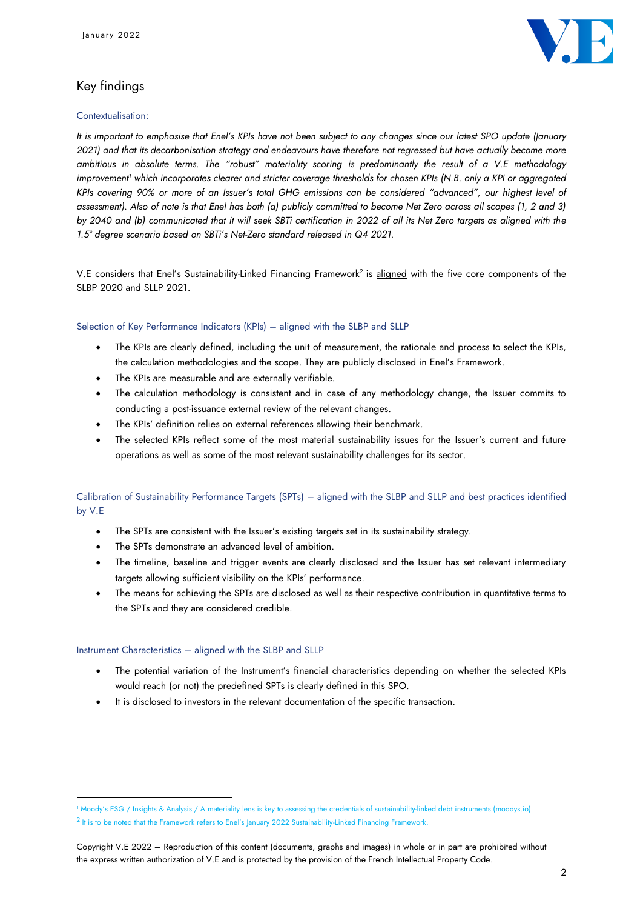## Key findings

### Contextualisation:

*It is important to emphasise that Enel's KPIs have not been subject to any changes since our latest SPO update (January 2021) and that its decarbonisation strategy and endeavours have therefore not regressed but have actually become more ambitious in absolute terms. The "robust" materiality scoring is predominantly the result of a V.E methodology improvement[1] which incorporates clearer and stricter coverage thresholds for chosen KPIs (N.B. only a KPI or aggregated KPIs covering 90% or more of an Issuer's total GHG emissions can be considered "advanced", our highest level of assessment). Also of note is that Enel has both (a) publicly committed to become Net Zero across all scopes (1, 2 and 3) by 2040 and (b) communicated that it will seek SBTi certification in 2022 of all its Net Zero targets as aligned with the 1.5° degree scenario based on SBTi's Net-Zero standard released in Q4 2021.*

V.E considers that Enel's Sustainability-Linked Financing Framework[2] is aligned with the five core components of the SLBP 2020 and SLLP 2021.

### Selection of Key Performance Indicators (KPIs) – aligned with the SLBP and SLLP

- The KPIs are clearly defined, including the unit of measurement, the rationale and process to select the KPIs, the calculation methodologies and the scope. They are publicly disclosed in Enel's Framework.
- The KPIs are measurable and are externally verifiable.
- The calculation methodology is consistent and in case of any methodology change, the Issuer commits to conducting a post-issuance external review of the relevant changes.
- The KPIs' definition relies on external references allowing their benchmark.
- The selected KPIs reflect some of the most material sustainability issues for the Issuer's current and future operations as well as some of the most relevant sustainability challenges for its sector.

### Calibration of Sustainability Performance Targets (SPTs) – aligned with the SLBP and SLLP and best practices identified by V.E

- The SPTs are consistent with the Issuer's existing targets set in its sustainability strategy.
- The SPTs demonstrate an advanced level of ambition.
- The timeline, baseline and trigger events are clearly disclosed and the Issuer has set relevant intermediary targets allowing sufficient visibility on the KPIs' performance.
- The means for achieving the SPTs are disclosed as well as their respective contribution in quantitative terms to the SPTs and they are considered credible.

### Instrument Characteristics – aligned with the SLBP and SLLP

- The potential variation of the Instrument's financial characteristics depending on whether the selected KPIs would reach (or not) the predefined SPTs is clearly defined in this SPO.
- It is disclosed to investors in the relevant documentation of the specific transaction.

---

[1] Moody's ESG / Insights & Analysis / A materiality lens is key to assessing the credentials of sustainability-linked debt instruments (moodys.io)

[2] It is to be noted that the Framework refers to Enel's January 2022 Sustainability-Linked Financing Framework.

Copyright V.E 2022 – Reproduction of this content (documents, graphs and images) in whole or in part are prohibited without the express written authorization of V.E and is protected by the provision of the French Intellectual Property Code.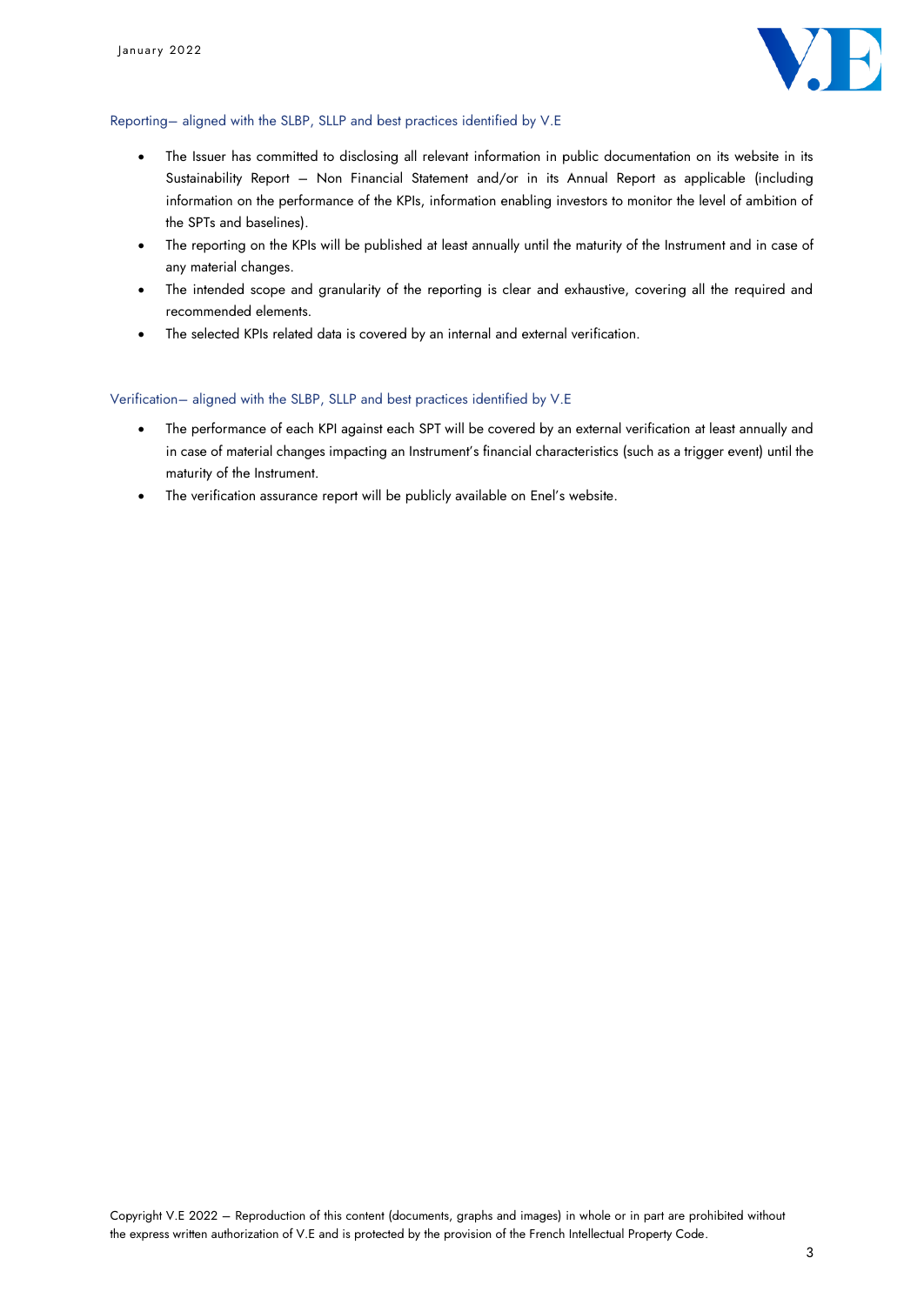#### Reporting– aligned with the SLBP, SLLP and best practices identified by V.E

- The Issuer has committed to disclosing all relevant information in public documentation on its website in its Sustainability Report – Non Financial Statement and/or in its Annual Report as applicable (including information on the performance of the KPIs, information enabling investors to monitor the level of ambition of the SPTs and baselines).
- The reporting on the KPIs will be published at least annually until the maturity of the Instrument and in case of any material changes.
- The intended scope and granularity of the reporting is clear and exhaustive, covering all the required and recommended elements.
- The selected KPIs related data is covered by an internal and external verification.

#### Verification– aligned with the SLBP, SLLP and best practices identified by V.E

- The performance of each KPI against each SPT will be covered by an external verification at least annually and in case of material changes impacting an Instrument's financial characteristics (such as a trigger event) until the maturity of the Instrument.
- The verification assurance report will be publicly available on Enel's website.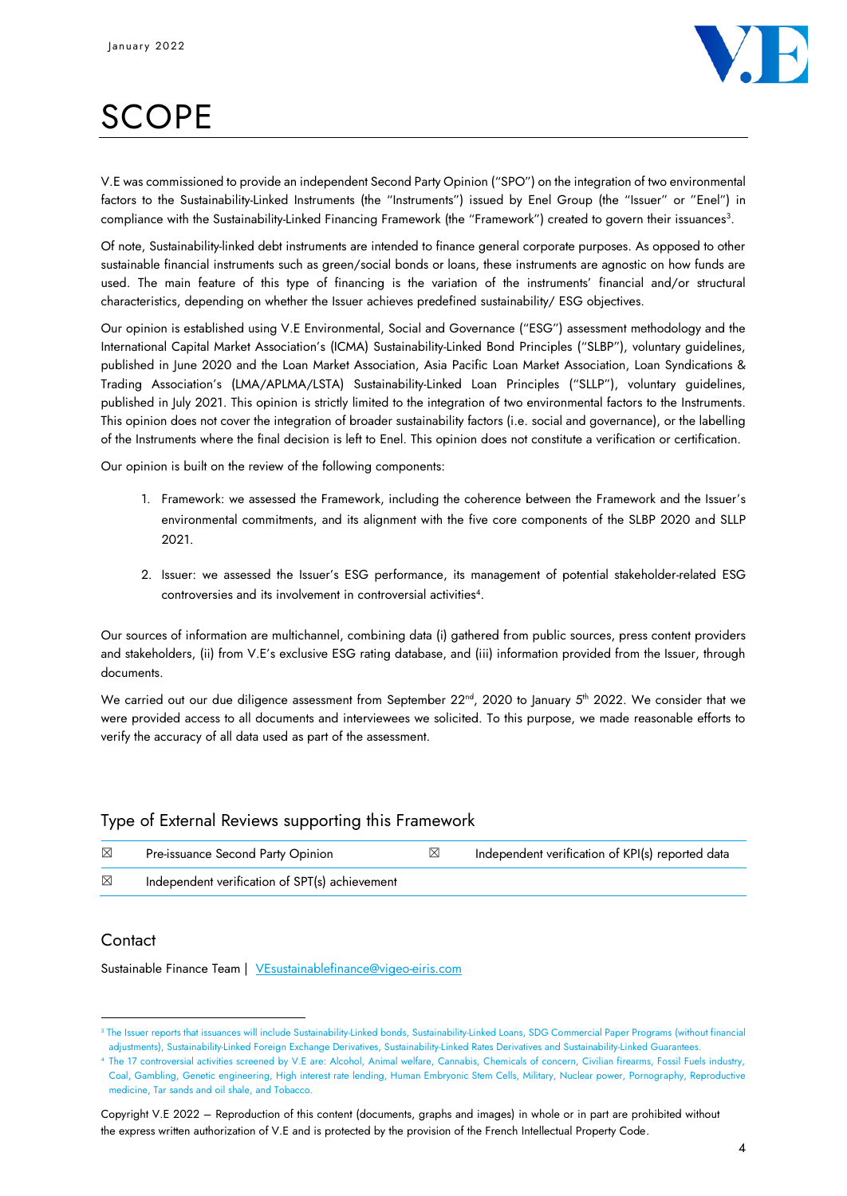# SCOPE

V.E was commissioned to provide an independent Second Party Opinion ("SPO") on the integration of two environmental factors to the Sustainability-Linked Instruments (the "Instruments") issued by Enel Group (the "Issuer" or "Enel") in compliance with the Sustainability-Linked Financing Framework (the "Framework") created to govern their issuances[3].

Of note, Sustainability-linked debt instruments are intended to finance general corporate purposes. As opposed to other sustainable financial instruments such as green/social bonds or loans, these instruments are agnostic on how funds are used. The main feature of this type of financing is the variation of the instruments' financial and/or structural characteristics, depending on whether the Issuer achieves predefined sustainability/ ESG objectives.

Our opinion is established using V.E Environmental, Social and Governance ("ESG") assessment methodology and the International Capital Market Association's (ICMA) Sustainability-Linked Bond Principles ("SLBP"), voluntary guidelines, published in June 2020 and the Loan Market Association, Asia Pacific Loan Market Association, Loan Syndications & Trading Association's (LMA/APLMA/LSTA) Sustainability-Linked Loan Principles ("SLLP"), voluntary guidelines, published in July 2021. This opinion is strictly limited to the integration of two environmental factors to the Instruments. This opinion does not cover the integration of broader sustainability factors (i.e. social and governance), or the labelling of the Instruments where the final decision is left to Enel. This opinion does not constitute a verification or certification.

Our opinion is built on the review of the following components:

1. Framework: we assessed the Framework, including the coherence between the Framework and the Issuer's environmental commitments, and its alignment with the five core components of the SLBP 2020 and SLLP 2021.

2. Issuer: we assessed the Issuer's ESG performance, its management of potential stakeholder-related ESG controversies and its involvement in controversial activities[4].

Our sources of information are multichannel, combining data (i) gathered from public sources, press content providers and stakeholders, (ii) from V.E's exclusive ESG rating database, and (iii) information provided from the Issuer, through documents.

We carried out our due diligence assessment from September 22nd, 2020 to January 5th 2022. We consider that we were provided access to all documents and interviewees we solicited. To this purpose, we made reasonable efforts to verify the accuracy of all data used as part of the assessment.

## Type of External Reviews supporting this Framework

| | | | |
|---|---|---|---|
| ☒ | Pre-issuance Second Party Opinion | ☒ | Independent verification of KPI(s) reported data |
| ☒ | Independent verification of SPT(s) achievement | | |

## Contact

Sustainable Finance Team | VEsustainablefinance@vigeo-eiris.com

---

[3] The Issuer reports that issuances will include Sustainability-Linked bonds, Sustainability-Linked Loans, SDG Commercial Paper Programs (without financial adjustments), Sustainability-Linked Foreign Exchange Derivatives, Sustainability-Linked Rates Derivatives and Sustainability-Linked Guarantees.

[4] The 17 controversial activities screened by V.E are: Alcohol, Animal welfare, Cannabis, Chemicals of concern, Civilian firearms, Fossil Fuels industry, Coal, Gambling, Genetic engineering, High interest rate lending, Human Embryonic Stem Cells, Military, Nuclear power, Pornography, Reproductive medicine, Tar sands and oil shale, and Tobacco.

Copyright V.E 2022 – Reproduction of this content (documents, graphs and images) in whole or in part are prohibited without the express written authorization of V.E and is protected by the provision of the French Intellectual Property Code.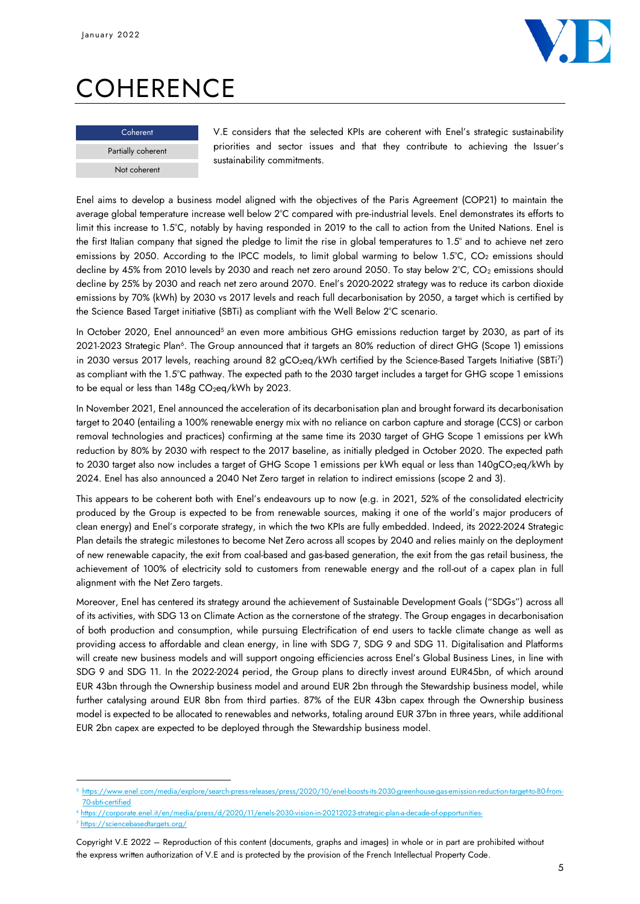# COHERENCE

| Coherent |
|---|
| Partially coherent |
| Not coherent |

V.E considers that the selected KPIs are coherent with Enel's strategic sustainability priorities and sector issues and that they contribute to achieving the Issuer's sustainability commitments.

Enel aims to develop a business model aligned with the objectives of the Paris Agreement (COP21) to maintain the average global temperature increase well below 2°C compared with pre-industrial levels. Enel demonstrates its efforts to limit this increase to 1.5°C, notably by having responded in 2019 to the call to action from the United Nations. Enel is the first Italian company that signed the pledge to limit the rise in global temperatures to 1.5° and to achieve net zero emissions by 2050. According to the IPCC models, to limit global warming to below 1.5°C, $CO_2$ emissions should decline by 45% from 2010 levels by 2030 and reach net zero around 2050. To stay below 2°C, $CO_2$ emissions should decline by 25% by 2030 and reach net zero around 2070. Enel's 2020-2022 strategy was to reduce its carbon dioxide emissions by 70% (kWh) by 2030 vs 2017 levels and reach full decarbonisation by 2050, a target which is certified by the Science Based Target initiative (SBTi) as compliant with the Well Below 2°C scenario.

In October 2020, Enel announced[5] an even more ambitious GHG emissions reduction target by 2030, as part of its 2021-2023 Strategic Plan[6]. The Group announced that it targets an 80% reduction of direct GHG (Scope 1) emissions in 2030 versus 2017 levels, reaching around 82 $gCO_2eq/kWh$ certified by the Science-Based Targets Initiative (SBTi[7]) as compliant with the 1.5°C pathway. The expected path to the 2030 target includes a target for GHG scope 1 emissions to be equal or less than 148g $CO_2eq/kWh$ by 2023.

In November 2021, Enel announced the acceleration of its decarbonisation plan and brought forward its decarbonisation target to 2040 (entailing a 100% renewable energy mix with no reliance on carbon capture and storage (CCS) or carbon removal technologies and practices) confirming at the same time its 2030 target of GHG Scope 1 emissions per kWh reduction by 80% by 2030 with respect to the 2017 baseline, as initially pledged in October 2020. The expected path to 2030 target also now includes a target of GHG Scope 1 emissions per kWh equal or less than 140$gCO_2eq/kWh$ by 2024. Enel has also announced a 2040 Net Zero target in relation to indirect emissions (scope 2 and 3).

This appears to be coherent both with Enel's endeavours up to now (e.g. in 2021, 52% of the consolidated electricity produced by the Group is expected to be from renewable sources, making it one of the world's major producers of clean energy) and Enel's corporate strategy, in which the two KPIs are fully embedded. Indeed, its 2022-2024 Strategic Plan details the strategic milestones to become Net Zero across all scopes by 2040 and relies mainly on the deployment of new renewable capacity, the exit from coal-based and gas-based generation, the exit from the gas retail business, the achievement of 100% of electricity sold to customers from renewable energy and the roll-out of a capex plan in full alignment with the Net Zero targets.

Moreover, Enel has centered its strategy around the achievement of Sustainable Development Goals ("SDGs") across all of its activities, with SDG 13 on Climate Action as the cornerstone of the strategy. The Group engages in decarbonisation of both production and consumption, while pursuing Electrification of end users to tackle climate change as well as providing access to affordable and clean energy, in line with SDG 7, SDG 9 and SDG 11. Digitalisation and Platforms will create new business models and will support ongoing efficiencies across Enel's Global Business Lines, in line with SDG 9 and SDG 11. In the 2022-2024 period, the Group plans to directly invest around EUR45bn, of which around EUR 43bn through the Ownership business model and around EUR 2bn through the Stewardship business model, while further catalysing around EUR 8bn from third parties. 87% of the EUR 43bn capex through the Ownership business model is expected to be allocated to renewables and networks, totaling around EUR 37bn in three years, while additional EUR 2bn capex are expected to be deployed through the Stewardship business model.

---

[5] https://www.enel.com/media/explore/search-press-releases/press/2020/10/enel-boosts-its-2030-greenhouse-gas-emission-reduction-target-to-80-from-70-sbti-certified

[6] https://corporate.enel.it/en/media/press/d/2020/11/enels-2030-vision-in-20212023-strategic-plan-a-decade-of-opportunities-

[7] https://sciencebasedtargets.org/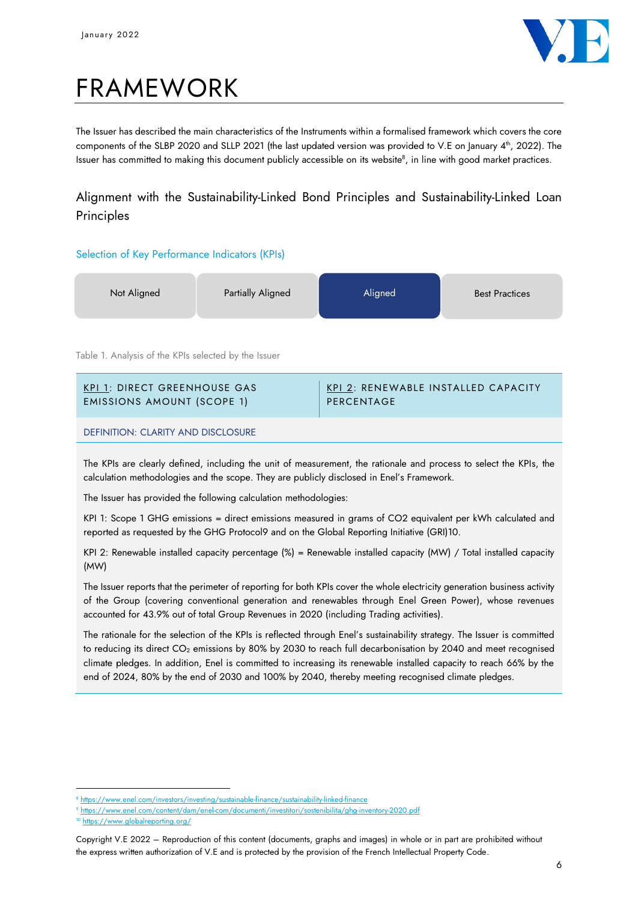／# FRAMEWORK

The Issuer has described the main characteristics of the Instruments within a formalised framework which covers the core components of the SLBP 2020 and SLLP 2021 (the last updated version was provided to V.E on January 4th, 2022). The Issuer has committed to making this document publicly accessible on its website[8], in line with good market practices.

## Alignment with the Sustainability-Linked Bond Principles and Sustainability-Linked Loan Principles

### Selection of Key Performance Indicators (KPIs)

| Not Aligned | Partially Aligned | **Aligned** | Best Practices |
|---|---|---|---|

Table 1. Analysis of the KPIs selected by the Issuer

| KPI 1: DIRECT GREENHOUSE GAS EMISSIONS AMOUNT (SCOPE 1) | KPI 2: RENEWABLE INSTALLED CAPACITY PERCENTAGE |
|---|---|

**DEFINITION: CLARITY AND DISCLOSURE**

The KPIs are clearly defined, including the unit of measurement, the rationale and process to select the KPIs, the calculation methodologies and the scope. They are publicly disclosed in Enel's Framework.

The Issuer has provided the following calculation methodologies:

KPI 1: Scope 1 GHG emissions = direct emissions measured in grams of CO2 equivalent per kWh calculated and reported as requested by the GHG Protocol9 and on the Global Reporting Initiative (GRI)10.

KPI 2: Renewable installed capacity percentage (%) = Renewable installed capacity (MW) / Total installed capacity (MW)

The Issuer reports that the perimeter of reporting for both KPIs cover the whole electricity generation business activity of the Group (covering conventional generation and renewables through Enel Green Power), whose revenues accounted for 43.9% out of total Group Revenues in 2020 (including Trading activities).

The rationale for the selection of the KPIs is reflected through Enel's sustainability strategy. The Issuer is committed to reducing its direct $CO_2$ emissions by 80% by 2030 to reach full decarbonisation by 2040 and meet recognised climate pledges. In addition, Enel is committed to increasing its renewable installed capacity to reach 66% by the end of 2024, 80% by the end of 2030 and 100% by 2040, thereby meeting recognised climate pledges.

---

[8] https://www.enel.com/investors/investing/sustainable-finance/sustainability-linked-finance

[9] https://www.enel.com/content/dam/enel-com/documenti/investitori/sostenibilita/ghg-inventory-2020.pdf

[10] https://www.globalreporting.org/

Copyright V.E 2022 – Reproduction of this content (documents, graphs and images) in whole or in part are prohibited without the express written authorization of V.E and is protected by the provision of the French Intellectual Property Code.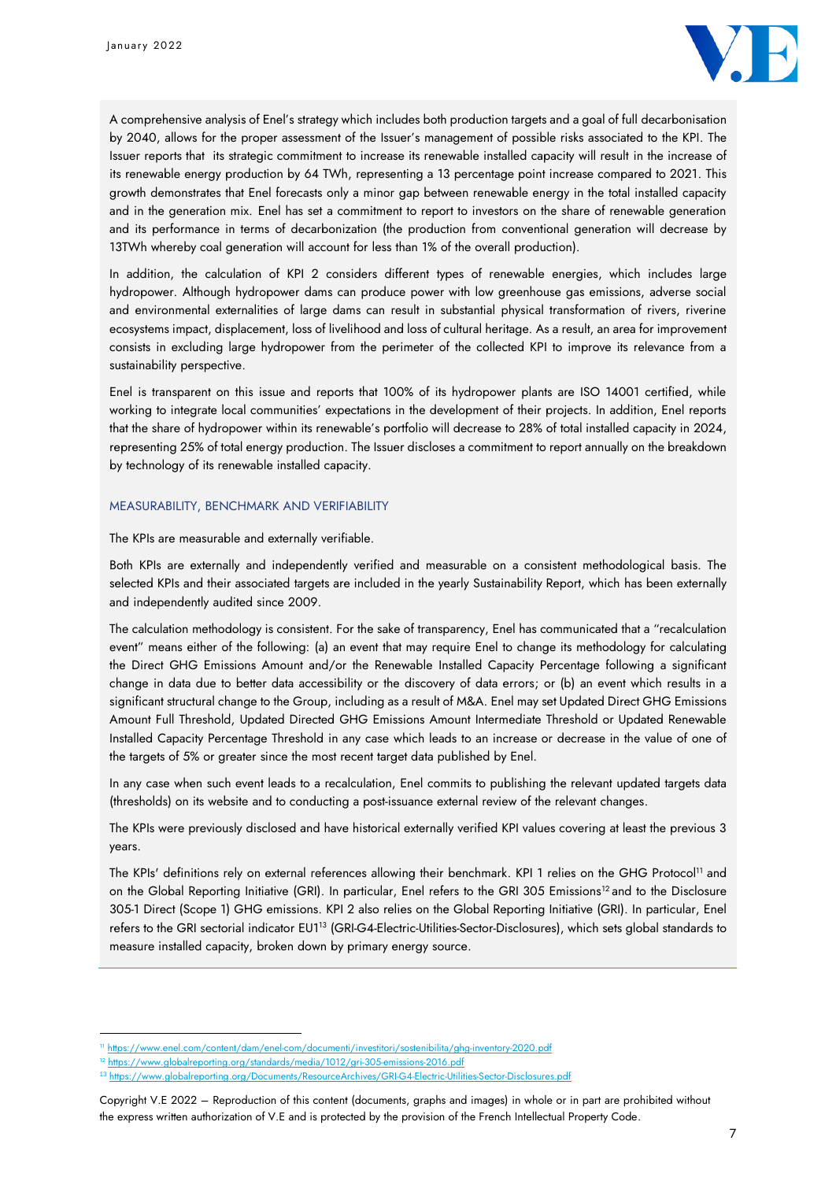A comprehensive analysis of Enel's strategy which includes both production targets and a goal of full decarbonisation by 2040, allows for the proper assessment of the Issuer's management of possible risks associated to the KPI. The Issuer reports that its strategic commitment to increase its renewable installed capacity will result in the increase of its renewable energy production by 64 TWh, representing a 13 percentage point increase compared to 2021. This growth demonstrates that Enel forecasts only a minor gap between renewable energy in the total installed capacity and in the generation mix. Enel has set a commitment to report to investors on the share of renewable generation and its performance in terms of decarbonization (the production from conventional generation will decrease by 13TWh whereby coal generation will account for less than 1% of the overall production).

In addition, the calculation of KPI 2 considers different types of renewable energies, which includes large hydropower. Although hydropower dams can produce power with low greenhouse gas emissions, adverse social and environmental externalities of large dams can result in substantial physical transformation of rivers, riverine ecosystems impact, displacement, loss of livelihood and loss of cultural heritage. As a result, an area for improvement consists in excluding large hydropower from the perimeter of the collected KPI to improve its relevance from a sustainability perspective.

Enel is transparent on this issue and reports that 100% of its hydropower plants are ISO 14001 certified, while working to integrate local communities' expectations in the development of their projects. In addition, Enel reports that the share of hydropower within its renewable's portfolio will decrease to 28% of total installed capacity in 2024, representing 25% of total energy production. The Issuer discloses a commitment to report annually on the breakdown by technology of its renewable installed capacity.

#### MEASURABILITY, BENCHMARK AND VERIFIABILITY

The KPIs are measurable and externally verifiable.

Both KPIs are externally and independently verified and measurable on a consistent methodological basis. The selected KPIs and their associated targets are included in the yearly Sustainability Report, which has been externally and independently audited since 2009.

The calculation methodology is consistent. For the sake of transparency, Enel has communicated that a "recalculation event" means either of the following: (a) an event that may require Enel to change its methodology for calculating the Direct GHG Emissions Amount and/or the Renewable Installed Capacity Percentage following a significant change in data due to better data accessibility or the discovery of data errors; or (b) an event which results in a significant structural change to the Group, including as a result of M&A. Enel may set Updated Direct GHG Emissions Amount Full Threshold, Updated Directed GHG Emissions Amount Intermediate Threshold or Updated Renewable Installed Capacity Percentage Threshold in any case which leads to an increase or decrease in the value of one of the targets of 5% or greater since the most recent target data published by Enel.

In any case when such event leads to a recalculation, Enel commits to publishing the relevant updated targets data (thresholds) on its website and to conducting a post-issuance external review of the relevant changes.

The KPIs were previously disclosed and have historical externally verified KPI values covering at least the previous 3 years.

The KPIs' definitions rely on external references allowing their benchmark. KPI 1 relies on the GHG Protocol[11] and on the Global Reporting Initiative (GRI). In particular, Enel refers to the GRI 305 Emissions[12] and to the Disclosure 305-1 Direct (Scope 1) GHG emissions. KPI 2 also relies on the Global Reporting Initiative (GRI). In particular, Enel refers to the GRI sectorial indicator EU1[13] (GRI-G4-Electric-Utilities-Sector-Disclosures), which sets global standards to measure installed capacity, broken down by primary energy source.

---

[11] https://www.enel.com/content/dam/enel-com/documenti/investitori/sostenibilita/ghg-inventory-2020.pdf

[12] https://www.globalreporting.org/standards/media/1012/gri-305-emissions-2016.pdf

[13] https://www.globalreporting.org/Documents/ResourceArchives/GRI-G4-Electric-Utilities-Sector-Disclosures.pdf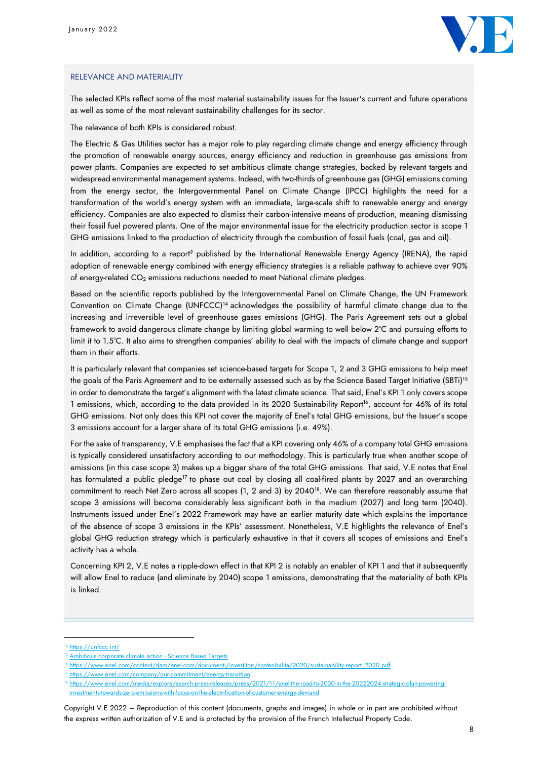### RELEVANCE AND MATERIALITY

The selected KPIs reflect some of the most material sustainability issues for the Issuer's current and future operations as well as some of the most relevant sustainability challenges for its sector.

The relevance of both KPIs is considered robust.

The Electric & Gas Utilities sector has a major role to play regarding climate change and energy efficiency through the promotion of renewable energy sources, energy efficiency and reduction in greenhouse gas emissions from power plants. Companies are expected to set ambitious climate change strategies, backed by relevant targets and widespread environmental management systems. Indeed, with two-thirds of greenhouse gas (GHG) emissions coming from the energy sector, the Intergovernmental Panel on Climate Change (IPCC) highlights the need for a transformation of the world's energy system with an immediate, large-scale shift to renewable energy and energy efficiency. Companies are also expected to dismiss their carbon-intensive means of production, meaning dismissing their fossil fuel powered plants. One of the major environmental issue for the electricity production sector is scope 1 GHG emissions linked to the production of electricity through the combustion of fossil fuels (coal, gas and oil).

In addition, according to a report[9] published by the International Renewable Energy Agency (IRENA), the rapid adoption of renewable energy combined with energy efficiency strategies is a reliable pathway to achieve over 90% of energy-related $CO_2$ emissions reductions needed to meet National climate pledges.

Based on the scientific reports published by the Intergovernmental Panel on Climate Change, the UN Framework Convention on Climate Change (UNFCCC)[14] acknowledges the possibility of harmful climate change due to the increasing and irreversible level of greenhouse gases emissions (GHG). The Paris Agreement sets out a global framework to avoid dangerous climate change by limiting global warming to well below 2°C and pursuing efforts to limit it to 1.5°C. It also aims to strengthen companies' ability to deal with the impacts of climate change and support them in their efforts.

It is particularly relevant that companies set science-based targets for Scope 1, 2 and 3 GHG emissions to help meet the goals of the Paris Agreement and to be externally assessed such as by the Science Based Target Initiative (SBTi)[15] in order to demonstrate the target's alignment with the latest climate science. That said, Enel's KPI 1 only covers scope 1 emissions, which, according to the data provided in its 2020 Sustainability Report[16], account for 46% of its total GHG emissions. Not only does this KPI not cover the majority of Enel's total GHG emissions, but the Issuer's scope 3 emissions account for a larger share of its total GHG emissions (i.e. 49%).

For the sake of transparency, V.E emphasises the fact that a KPI covering only 46% of a company total GHG emissions is typically considered unsatisfactory according to our methodology. This is particularly true when another scope of emissions (in this case scope 3) makes up a bigger share of the total GHG emissions. That said, V.E notes that Enel has formulated a public pledge[17] to phase out coal by closing all coal-fired plants by 2027 and an overarching commitment to reach Net Zero across all scopes (1, 2 and 3) by 2040[18]. We can therefore reasonably assume that scope 3 emissions will become considerably less significant both in the medium (2027) and long term (2040). Instruments issued under Enel's 2022 Framework may have an earlier maturity date which explains the importance of the absence of scope 3 emissions in the KPIs' assessment. Nonetheless, V.E highlights the relevance of Enel's global GHG reduction strategy which is particularly exhaustive in that it covers all scopes of emissions and Enel's activity has a whole.

Concerning KPI 2, V.E notes a ripple-down effect in that KPI 2 is notably an enabler of KPI 1 and that it subsequently will allow Enel to reduce (and eliminate by 2040) scope 1 emissions, demonstrating that the materiality of both KPIs is linked.

---

[14] https://unfccc.int/

[15] Ambitious corporate climate action - Science Based Targets

[16] https://www.enel.com/content/dam/enel-com/documenti/investitori/sostenibilita/2020/sustainability-report_2020.pdf

[17] https://www.enel.com/company/our-commitment/energy-transition

[18] https://www.enel.com/media/explore/search-press-releases/press/2021/11/enel-the-road-to-2030-in-the-20222024-strategic-plan-powering-investments-towards-zero-emissions-with-focus-on-the-electrification-of-customer-energy-demand

Copyright V.E 2022 – Reproduction of this content (documents, graphs and images) in whole or in part are prohibited without the express written authorization of V.E and is protected by the provision of the French Intellectual Property Code.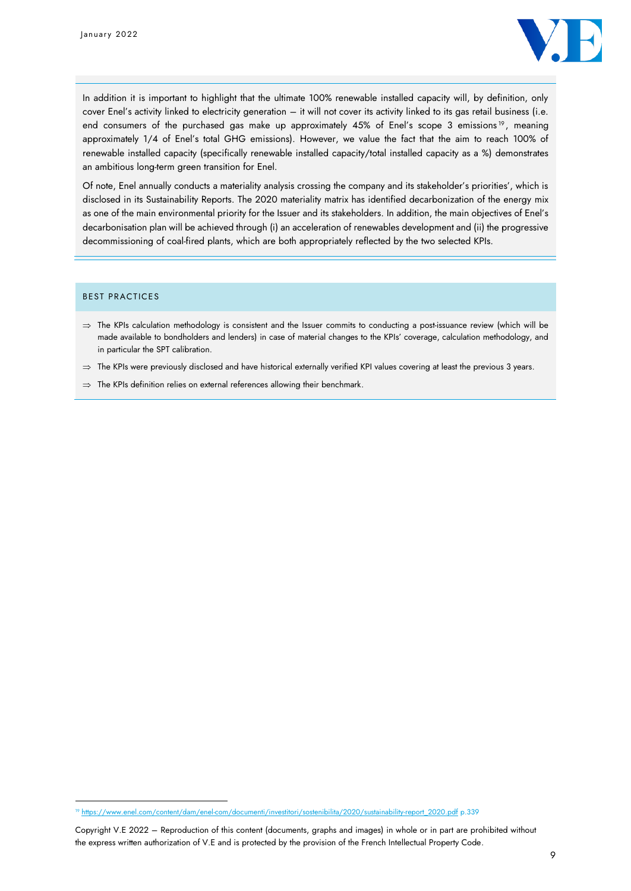In addition it is important to highlight that the ultimate 100% renewable installed capacity will, by definition, only cover Enel's activity linked to electricity generation – it will not cover its activity linked to its gas retail business (i.e. end consumers of the purchased gas make up approximately 45% of Enel's scope 3 emissions[19], meaning approximately 1/4 of Enel's total GHG emissions). However, we value the fact that the aim to reach 100% of renewable installed capacity (specifically renewable installed capacity/total installed capacity as a %) demonstrates an ambitious long-term green transition for Enel.

Of note, Enel annually conducts a materiality analysis crossing the company and its stakeholder's priorities', which is disclosed in its Sustainability Reports. The 2020 materiality matrix has identified decarbonization of the energy mix as one of the main environmental priority for the Issuer and its stakeholders. In addition, the main objectives of Enel's decarbonisation plan will be achieved through (i) an acceleration of renewables development and (ii) the progressive decommissioning of coal-fired plants, which are both appropriately reflected by the two selected KPIs.

## BEST PRACTICES

⇒ The KPIs calculation methodology is consistent and the Issuer commits to conducting a post-issuance review (which will be made available to bondholders and lenders) in case of material changes to the KPIs' coverage, calculation methodology, and in particular the SPT calibration.

⇒ The KPIs were previously disclosed and have historical externally verified KPI values covering at least the previous 3 years.

⇒ The KPIs definition relies on external references allowing their benchmark.

[19] https://www.enel.com/content/dam/enel-com/documenti/investitori/sostenibilita/2020/sustainability-report_2020.pdf p.339

Copyright V.E 2022 – Reproduction of this content (documents, graphs and images) in whole or in part are prohibited without the express written authorization of V.E and is protected by the provision of the French Intellectual Property Code.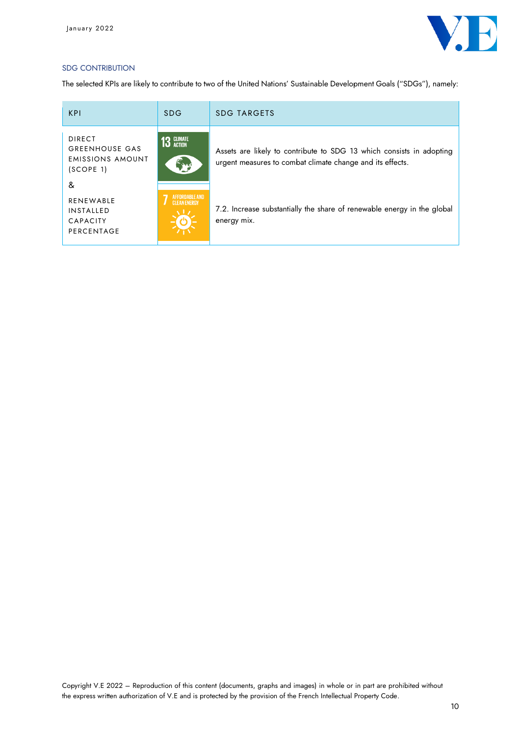## SDG CONTRIBUTION

The selected KPIs are likely to contribute to two of the United Nations' Sustainable Development Goals ("SDGs"), namely:

| KPI | SDG | SDG TARGETS |
| --- | --- | --- |
| DIRECT GREENHOUSE GAS EMISSIONS AMOUNT (SCOPE 1) & RENEWABLE INSTALLED CAPACITY PERCENTAGE | 13 CLIMATE ACTION | Assets are likely to contribute to SDG 13 which consists in adopting urgent measures to combat climate change and its effects. |
| | 7 AFFORDABLE AND CLEAN ENERGY | 7.2. Increase substantially the share of renewable energy in the global energy mix. |

Copyright V.E 2022 – Reproduction of this content (documents, graphs and images) in whole or in part are prohibited without the express written authorization of V.E and is protected by the provision of the French Intellectual Property Code.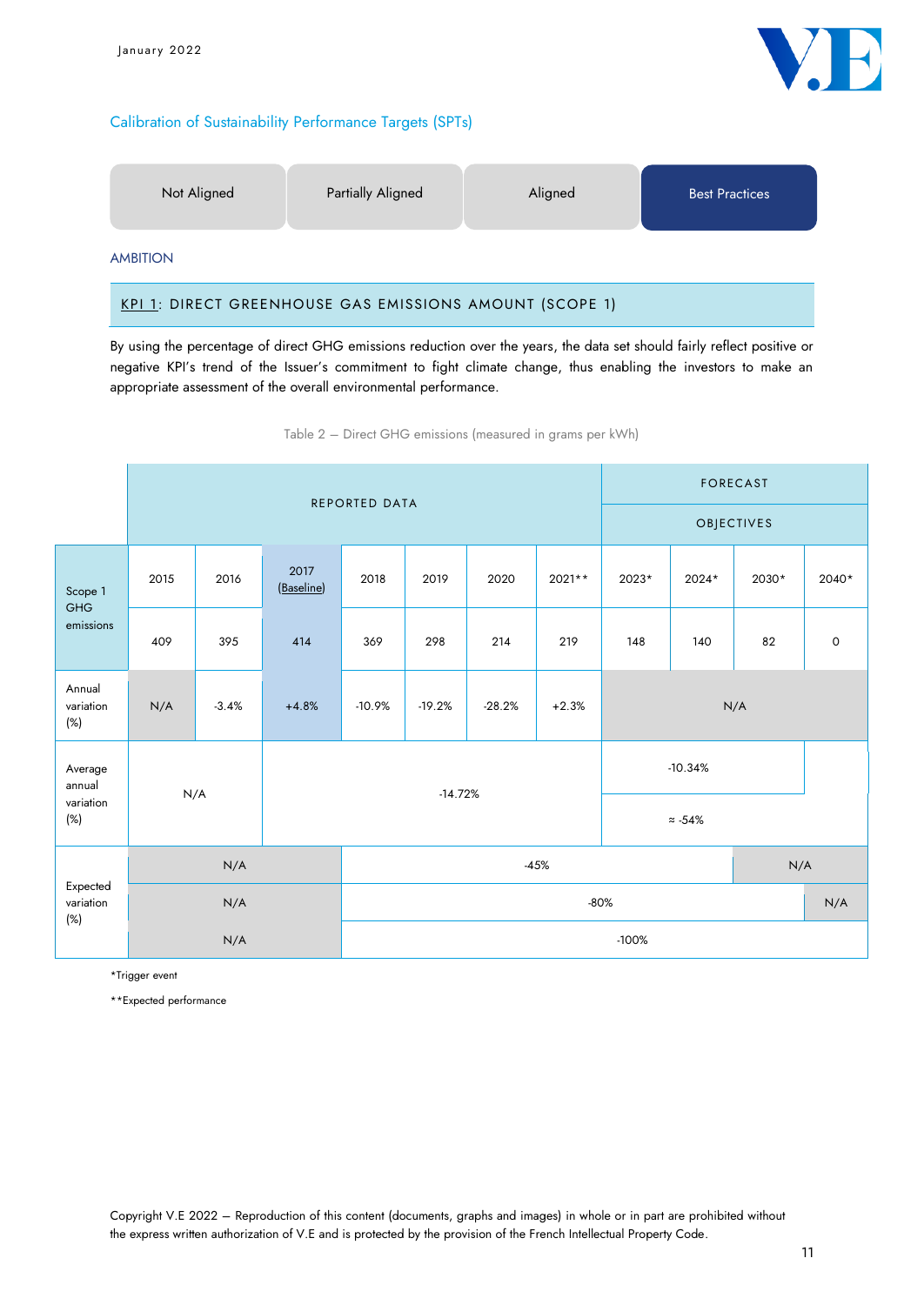Calibration of Sustainability Performance Targets (SPTs)

| Not Aligned | Partially Aligned | Aligned | **Best Practices** |
|---|---|---|---|

AMBITION

## KPI 1: DIRECT GREENHOUSE GAS EMISSIONS AMOUNT (SCOPE 1)

By using the percentage of direct GHG emissions reduction over the years, the data set should fairly reflect positive or negative KPI's trend of the Issuer's commitment to fight climate change, thus enabling the investors to make an appropriate assessment of the overall environmental performance.

Table 2 – Direct GHG emissions (measured in grams per kWh)

| | REPORTED DATA | | | | | | | FORECAST / OBJECTIVES | | | |
|---|---|---|---|---|---|---|---|---|---|---|---|
| Scope 1 GHG emissions | 2015 | 2016 | 2017 (Baseline) | 2018 | 2019 | 2020 | 2021** | 2023* | 2024* | 2030* | 2040* |
| | 409 | 395 | 414 | 369 | 298 | 214 | 219 | 148 | 140 | 82 | 0 |
| Annual variation (%) | N/A | -3.4% | +4.8% | -10.9% | -19.2% | -28.2% | +2.3% | N/A | | | |
| Average annual variation (%) | N/A | | -14.72% | | | | | -10.34% | | | |
| | | | | | | | | ≈ -54% | | | |
| Expected variation (%) | N/A | | | -45% | | | | | | N/A | |
| | N/A | | | -80% | | | | | | | N/A |
| | N/A | | | -100% | | | | | | | |

*Trigger event

**Expected performance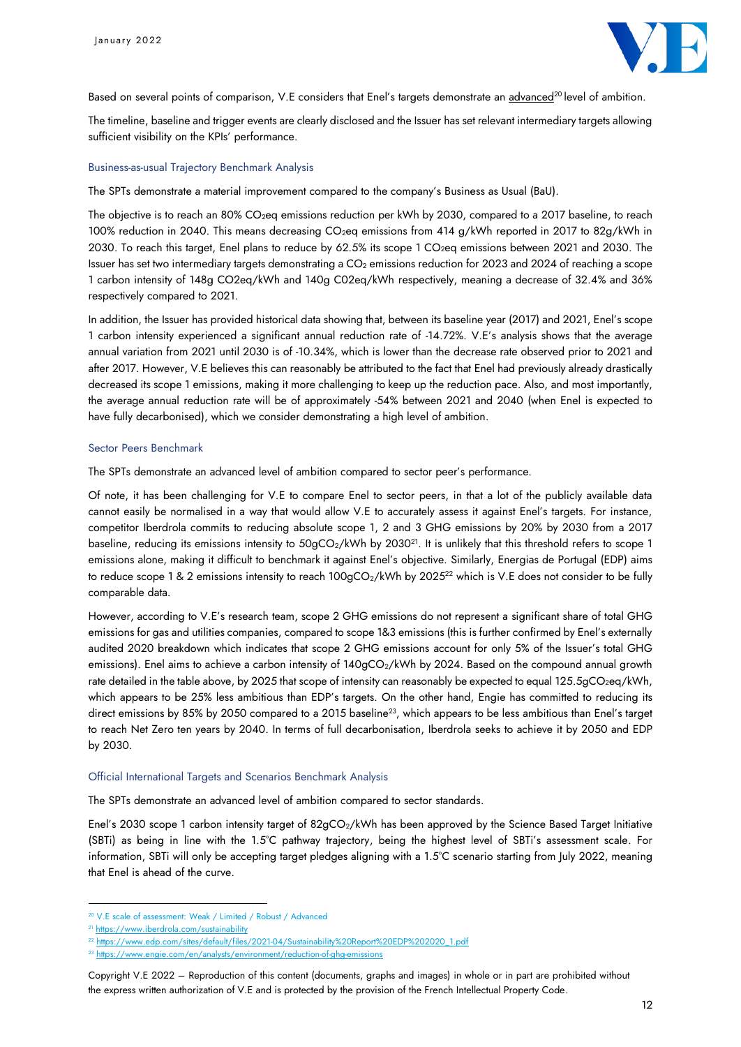Based on several points of comparison, V.E considers that Enel's targets demonstrate an advanced[20] level of ambition.

The timeline, baseline and trigger events are clearly disclosed and the Issuer has set relevant intermediary targets allowing sufficient visibility on the KPIs' performance.

### Business-as-usual Trajectory Benchmark Analysis

The SPTs demonstrate a material improvement compared to the company's Business as Usual (BaU).

The objective is to reach an 80% $CO_2$eq emissions reduction per kWh by 2030, compared to a 2017 baseline, to reach 100% reduction in 2040. This means decreasing $CO_2$eq emissions from 414 g/kWh reported in 2017 to 82g/kWh in 2030. To reach this target, Enel plans to reduce by 62.5% its scope 1 $CO_2$eq emissions between 2021 and 2030. The Issuer has set two intermediary targets demonstrating a $CO_2$ emissions reduction for 2023 and 2024 of reaching a scope 1 carbon intensity of 148g CO2eq/kWh and 140g C02eq/kWh respectively, meaning a decrease of 32.4% and 36% respectively compared to 2021.

In addition, the Issuer has provided historical data showing that, between its baseline year (2017) and 2021, Enel's scope 1 carbon intensity experienced a significant annual reduction rate of -14.72%. V.E's analysis shows that the average annual variation from 2021 until 2030 is of -10.34%, which is lower than the decrease rate observed prior to 2021 and after 2017. However, V.E believes this can reasonably be attributed to the fact that Enel had previously already drastically decreased its scope 1 emissions, making it more challenging to keep up the reduction pace. Also, and most importantly, the average annual reduction rate will be of approximately -54% between 2021 and 2040 (when Enel is expected to have fully decarbonised), which we consider demonstrating a high level of ambition.

### Sector Peers Benchmark

The SPTs demonstrate an advanced level of ambition compared to sector peer's performance.

Of note, it has been challenging for V.E to compare Enel to sector peers, in that a lot of the publicly available data cannot easily be normalised in a way that would allow V.E to accurately assess it against Enel's targets. For instance, competitor Iberdrola commits to reducing absolute scope 1, 2 and 3 GHG emissions by 20% by 2030 from a 2017 baseline, reducing its emissions intensity to 50g$CO_2$/kWh by 2030[21]. It is unlikely that this threshold refers to scope 1 emissions alone, making it difficult to benchmark it against Enel's objective. Similarly, Energias de Portugal (EDP) aims to reduce scope 1 & 2 emissions intensity to reach 100g$CO_2$/kWh by 2025[22] which is V.E does not consider to be fully comparable data.

However, according to V.E's research team, scope 2 GHG emissions do not represent a significant share of total GHG emissions for gas and utilities companies, compared to scope 1&3 emissions (this is further confirmed by Enel's externally audited 2020 breakdown which indicates that scope 2 GHG emissions account for only 5% of the Issuer's total GHG emissions). Enel aims to achieve a carbon intensity of 140g$CO_2$/kWh by 2024. Based on the compound annual growth rate detailed in the table above, by 2025 that scope of intensity can reasonably be expected to equal 125.5g$CO_2$eq/kWh, which appears to be 25% less ambitious than EDP's targets. On the other hand, Engie has committed to reducing its direct emissions by 85% by 2050 compared to a 2015 baseline[23], which appears to be less ambitious than Enel's target to reach Net Zero ten years by 2040. In terms of full decarbonisation, Iberdrola seeks to achieve it by 2050 and EDP by 2030.

### Official International Targets and Scenarios Benchmark Analysis

The SPTs demonstrate an advanced level of ambition compared to sector standards.

Enel's 2030 scope 1 carbon intensity target of 82g$CO_2$/kWh has been approved by the Science Based Target Initiative (SBTi) as being in line with the 1.5°C pathway trajectory, being the highest level of SBTi's assessment scale. For information, SBTi will only be accepting target pledges aligning with a 1.5°C scenario starting from July 2022, meaning that Enel is ahead of the curve.

[20] V.E scale of assessment: Weak / Limited / Robust / Advanced

[21] https://www.iberdrola.com/sustainability

[22] https://www.edp.com/sites/default/files/2021-04/Sustainability%20Report%20EDP%202020_1.pdf

[23] https://www.engie.com/en/analysts/environment/reduction-of-ghg-emissions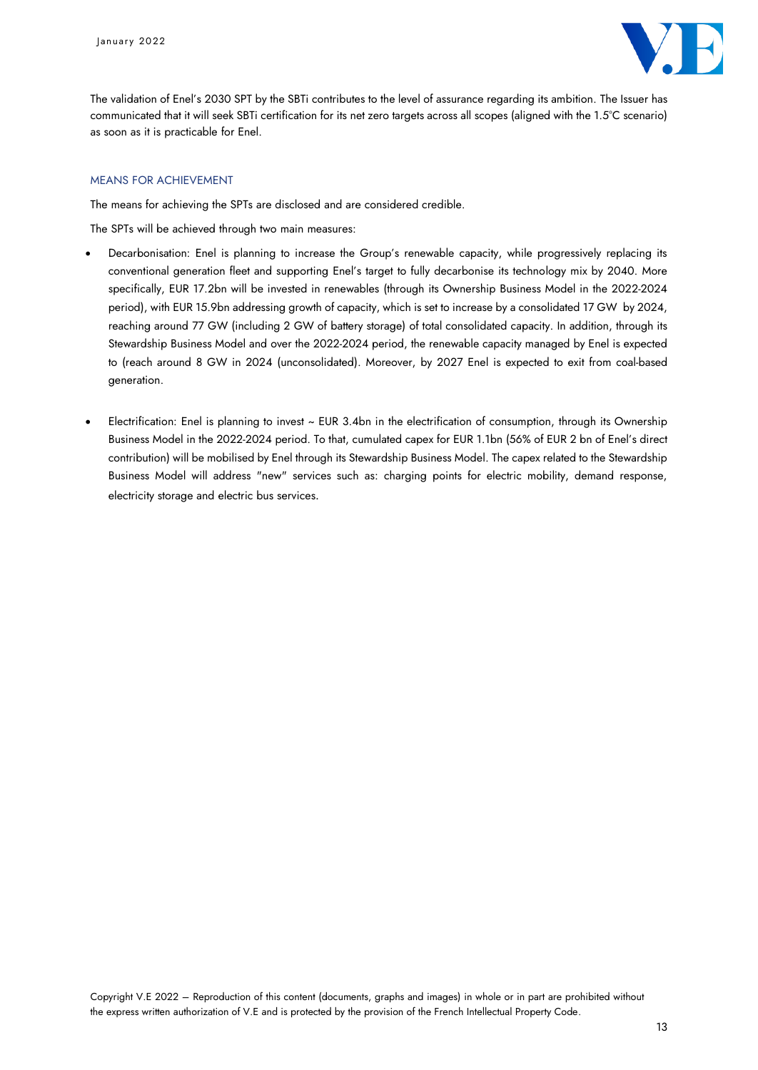The validation of Enel's 2030 SPT by the SBTi contributes to the level of assurance regarding its ambition. The Issuer has communicated that it will seek SBTi certification for its net zero targets across all scopes (aligned with the 1.5°C scenario) as soon as it is practicable for Enel.

### MEANS FOR ACHIEVEMENT

The means for achieving the SPTs are disclosed and are considered credible.

The SPTs will be achieved through two main measures:

- Decarbonisation: Enel is planning to increase the Group's renewable capacity, while progressively replacing its conventional generation fleet and supporting Enel's target to fully decarbonise its technology mix by 2040. More specifically, EUR 17.2bn will be invested in renewables (through its Ownership Business Model in the 2022-2024 period), with EUR 15.9bn addressing growth of capacity, which is set to increase by a consolidated 17 GW by 2024, reaching around 77 GW (including 2 GW of battery storage) of total consolidated capacity. In addition, through its Stewardship Business Model and over the 2022-2024 period, the renewable capacity managed by Enel is expected to (reach around 8 GW in 2024 (unconsolidated). Moreover, by 2027 Enel is expected to exit from coal-based generation.

- Electrification: Enel is planning to invest ~ EUR 3.4bn in the electrification of consumption, through its Ownership Business Model in the 2022-2024 period. To that, cumulated capex for EUR 1.1bn (56% of EUR 2 bn of Enel's direct contribution) will be mobilised by Enel through its Stewardship Business Model. The capex related to the Stewardship Business Model will address "new" services such as: charging points for electric mobility, demand response, electricity storage and electric bus services.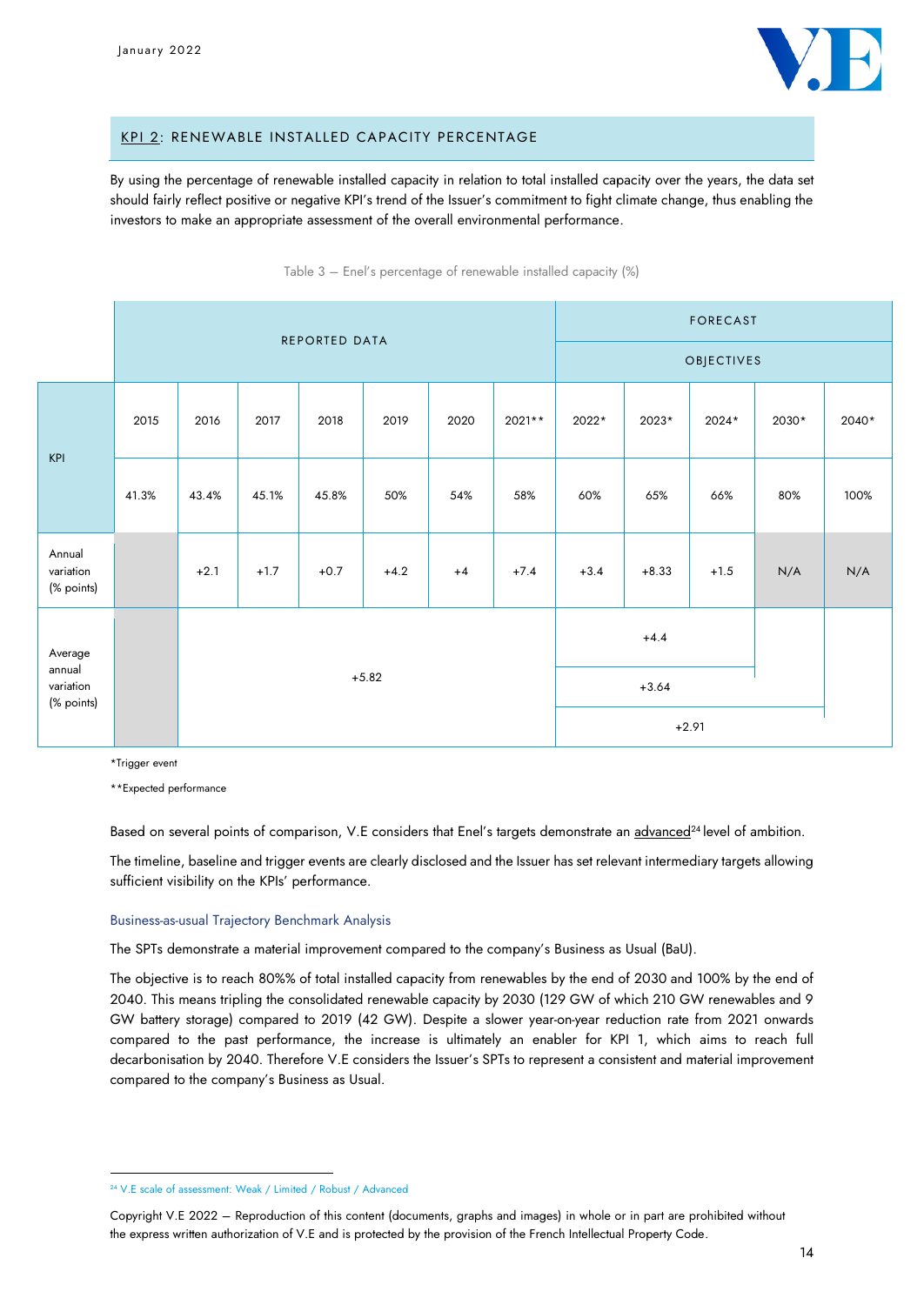## KPI 2: RENEWABLE INSTALLED CAPACITY PERCENTAGE

By using the percentage of renewable installed capacity in relation to total installed capacity over the years, the data set should fairly reflect positive or negative KPI's trend of the Issuer's commitment to fight climate change, thus enabling the investors to make an appropriate assessment of the overall environmental performance.

Table 3 – Enel's percentage of renewable installed capacity (%)

| | REPORTED DATA | | | | | | | FORECAST | | | | |
|---|---|---|---|---|---|---|---|---|---|---|---|---|
| | | | | | | | | OBJECTIVES | | | | |
| KPI | 2015 | 2016 | 2017 | 2018 | 2019 | 2020 | 2021** | 2022* | 2023* | 2024* | 2030* | 2040* |
| | 41.3% | 43.4% | 45.1% | 45.8% | 50% | 54% | 58% | 60% | 65% | 66% | 80% | 100% |
| Annual variation (% points) | | +2.1 | +1.7 | +0.7 | +4.2 | +4 | +7.4 | +3.4 | +8.33 | +1.5 | N/A | N/A |
| Average annual variation (% points) | | +5.82 | | | | | | +4.4 (2022–2024) | | | | |
| | | | | | | | | +3.64 (2022–2030) | | | | |
| | | | | | | | | +2.91 (2022–2040) | | | | |

*Trigger event

**Expected performance

Based on several points of comparison, V.E considers that Enel's targets demonstrate an advanced[24] level of ambition.

The timeline, baseline and trigger events are clearly disclosed and the Issuer has set relevant intermediary targets allowing sufficient visibility on the KPIs' performance.

### Business-as-usual Trajectory Benchmark Analysis

The SPTs demonstrate a material improvement compared to the company's Business as Usual (BaU).

The objective is to reach 80%% of total installed capacity from renewables by the end of 2030 and 100% by the end of 2040. This means tripling the consolidated renewable capacity by 2030 (129 GW of which 210 GW renewables and 9 GW battery storage) compared to 2019 (42 GW). Despite a slower year-on-year reduction rate from 2021 onwards compared to the past performance, the increase is ultimately an enabler for KPI 1, which aims to reach full decarbonisation by 2040. Therefore V.E considers the Issuer's SPTs to represent a consistent and material improvement compared to the company's Business as Usual.

[24] V.E scale of assessment: Weak / Limited / Robust / Advanced

Copyright V.E 2022 – Reproduction of this content (documents, graphs and images) in whole or in part are prohibited without the express written authorization of V.E and is protected by the provision of the French Intellectual Property Code.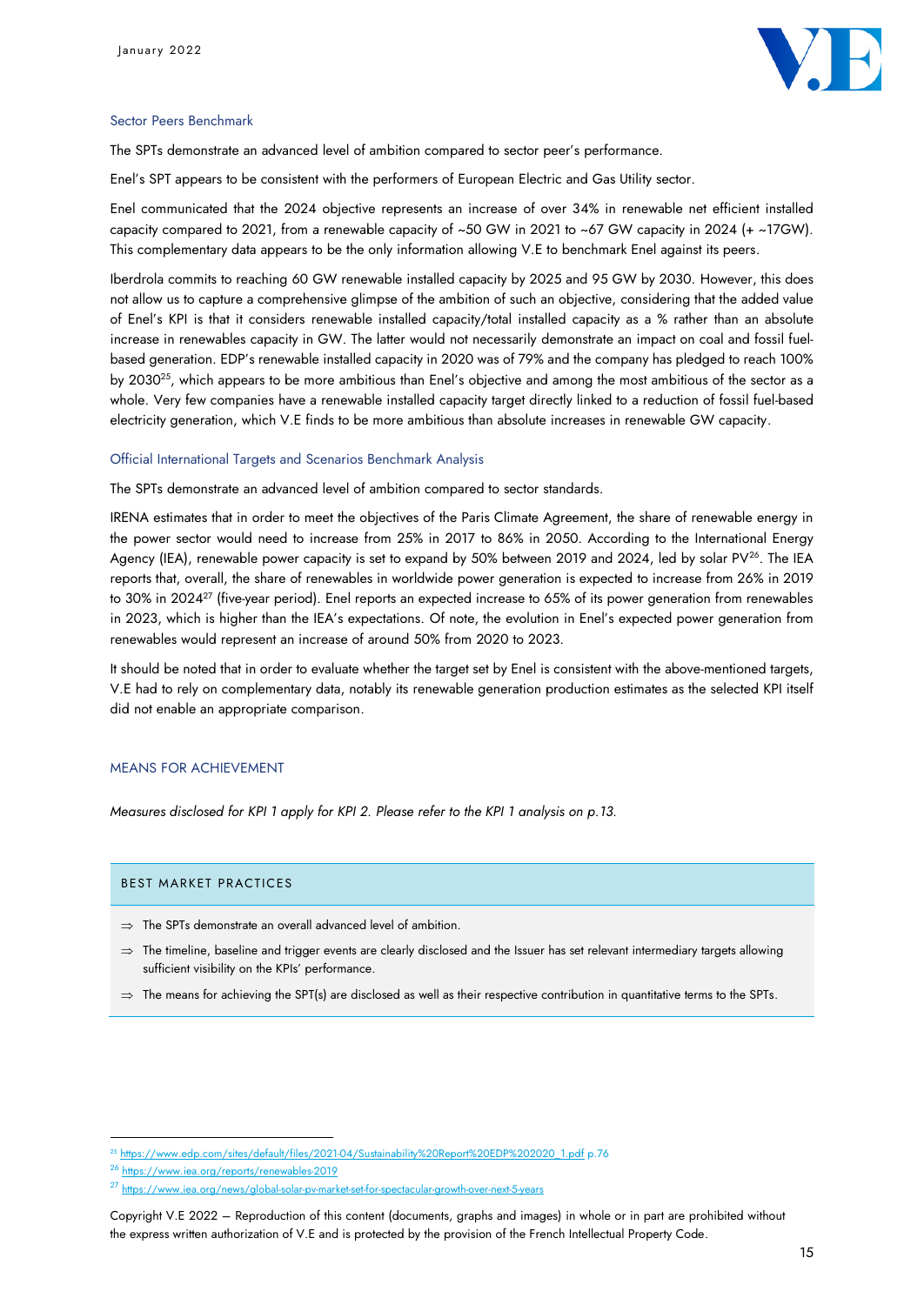### Sector Peers Benchmark

The SPTs demonstrate an advanced level of ambition compared to sector peer's performance.

Enel's SPT appears to be consistent with the performers of European Electric and Gas Utility sector.

Enel communicated that the 2024 objective represents an increase of over 34% in renewable net efficient installed capacity compared to 2021, from a renewable capacity of ~50 GW in 2021 to ~67 GW capacity in 2024 (+ ~17GW). This complementary data appears to be the only information allowing V.E to benchmark Enel against its peers.

Iberdrola commits to reaching 60 GW renewable installed capacity by 2025 and 95 GW by 2030. However, this does not allow us to capture a comprehensive glimpse of the ambition of such an objective, considering that the added value of Enel's KPI is that it considers renewable installed capacity/total installed capacity as a % rather than an absolute increase in renewables capacity in GW. The latter would not necessarily demonstrate an impact on coal and fossil fuel-based generation. EDP's renewable installed capacity in 2020 was of 79% and the company has pledged to reach 100% by 2030[25], which appears to be more ambitious than Enel's objective and among the most ambitious of the sector as a whole. Very few companies have a renewable installed capacity target directly linked to a reduction of fossil fuel-based electricity generation, which V.E finds to be more ambitious than absolute increases in renewable GW capacity.

### Official International Targets and Scenarios Benchmark Analysis

The SPTs demonstrate an advanced level of ambition compared to sector standards.

IRENA estimates that in order to meet the objectives of the Paris Climate Agreement, the share of renewable energy in the power sector would need to increase from 25% in 2017 to 86% in 2050. According to the International Energy Agency (IEA), renewable power capacity is set to expand by 50% between 2019 and 2024, led by solar PV[26]. The IEA reports that, overall, the share of renewables in worldwide power generation is expected to increase from 26% in 2019 to 30% in 2024[27] (five-year period). Enel reports an expected increase to 65% of its power generation from renewables in 2023, which is higher than the IEA's expectations. Of note, the evolution in Enel's expected power generation from renewables would represent an increase of around 50% from 2020 to 2023.

It should be noted that in order to evaluate whether the target set by Enel is consistent with the above-mentioned targets, V.E had to rely on complementary data, notably its renewable generation production estimates as the selected KPI itself did not enable an appropriate comparison.

## MEANS FOR ACHIEVEMENT

*Measures disclosed for KPI 1 apply for KPI 2. Please refer to the KPI 1 analysis on p.13.*

### BEST MARKET PRACTICES

- ⇒ The SPTs demonstrate an overall advanced level of ambition.
- ⇒ The timeline, baseline and trigger events are clearly disclosed and the Issuer has set relevant intermediary targets allowing sufficient visibility on the KPIs' performance.
- ⇒ The means for achieving the SPT(s) are disclosed as well as their respective contribution in quantitative terms to the SPTs.

---

[25] https://www.edp.com/sites/default/files/2021-04/Sustainability%20Report%20EDP%202020_1.pdf p.76

[26] https://www.iea.org/reports/renewables-2019

[27] https://www.iea.org/news/global-solar-pv-market-set-for-spectacular-growth-over-next-5-years

Copyright V.E 2022 – Reproduction of this content (documents, graphs and images) in whole or in part are prohibited without the express written authorization of V.E and is protected by the provision of the French Intellectual Property Code.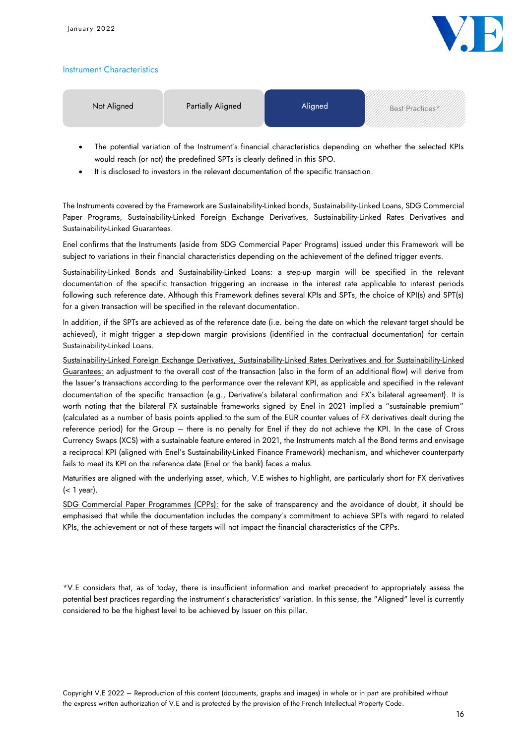### Instrument Characteristics

| Not Aligned | Partially Aligned | **Aligned** | Best Practices* |
|---|---|---|---|

- The potential variation of the Instrument's financial characteristics depending on whether the selected KPIs would reach (or not) the predefined SPTs is clearly defined in this SPO.
- It is disclosed to investors in the relevant documentation of the specific transaction.

The Instruments covered by the Framework are Sustainability-Linked bonds, Sustainability-Linked Loans, SDG Commercial Paper Programs, Sustainability-Linked Foreign Exchange Derivatives, Sustainability-Linked Rates Derivatives and Sustainability-Linked Guarantees.

Enel confirms that the Instruments (aside from SDG Commercial Paper Programs) issued under this Framework will be subject to variations in their financial characteristics depending on the achievement of the defined trigger events.

<u>Sustainability-Linked Bonds and Sustainability-Linked Loans:</u> a step-up margin will be specified in the relevant documentation of the specific transaction triggering an increase in the interest rate applicable to interest periods following such reference date. Although this Framework defines several KPIs and SPTs, the choice of KPI(s) and SPT(s) for a given transaction will be specified in the relevant documentation.

In addition, if the SPTs are achieved as of the reference date (i.e. being the date on which the relevant target should be achieved), it might trigger a step-down margin provisions (identified in the contractual documentation) for certain Sustainability-Linked Loans.

<u>Sustainability-Linked Foreign Exchange Derivatives, Sustainability-Linked Rates Derivatives and for Sustainability-Linked Guarantees:</u> an adjustment to the overall cost of the transaction (also in the form of an additional flow) will derive from the Issuer's transactions according to the performance over the relevant KPI, as applicable and specified in the relevant documentation of the specific transaction (e.g., Derivative's bilateral confirmation and FX's bilateral agreement). It is worth noting that the bilateral FX sustainable frameworks signed by Enel in 2021 implied a "sustainable premium" (calculated as a number of basis points applied to the sum of the EUR counter values of FX derivatives dealt during the reference period) for the Group – there is no penalty for Enel if they do not achieve the KPI. In the case of Cross Currency Swaps (XCS) with a sustainable feature entered in 2021, the Instruments match all the Bond terms and envisage a reciprocal KPI (aligned with Enel's Sustainability-Linked Finance Framework) mechanism, and whichever counterparty fails to meet its KPI on the reference date (Enel or the bank) faces a malus.

Maturities are aligned with the underlying asset, which, V.E wishes to highlight, are particularly short for FX derivatives (< 1 year).

<u>SDG Commercial Paper Programmes (CPPs):</u> for the sake of transparency and the avoidance of doubt, it should be emphasised that while the documentation includes the company's commitment to achieve SPTs with regard to related KPIs, the achievement or not of these targets will not impact the financial characteristics of the CPPs.

*V.E considers that, as of today, there is insufficient information and market precedent to appropriately assess the potential best practices regarding the instrument's characteristics' variation. In this sense, the "Aligned" level is currently considered to be the highest level to be achieved by Issuer on this pillar.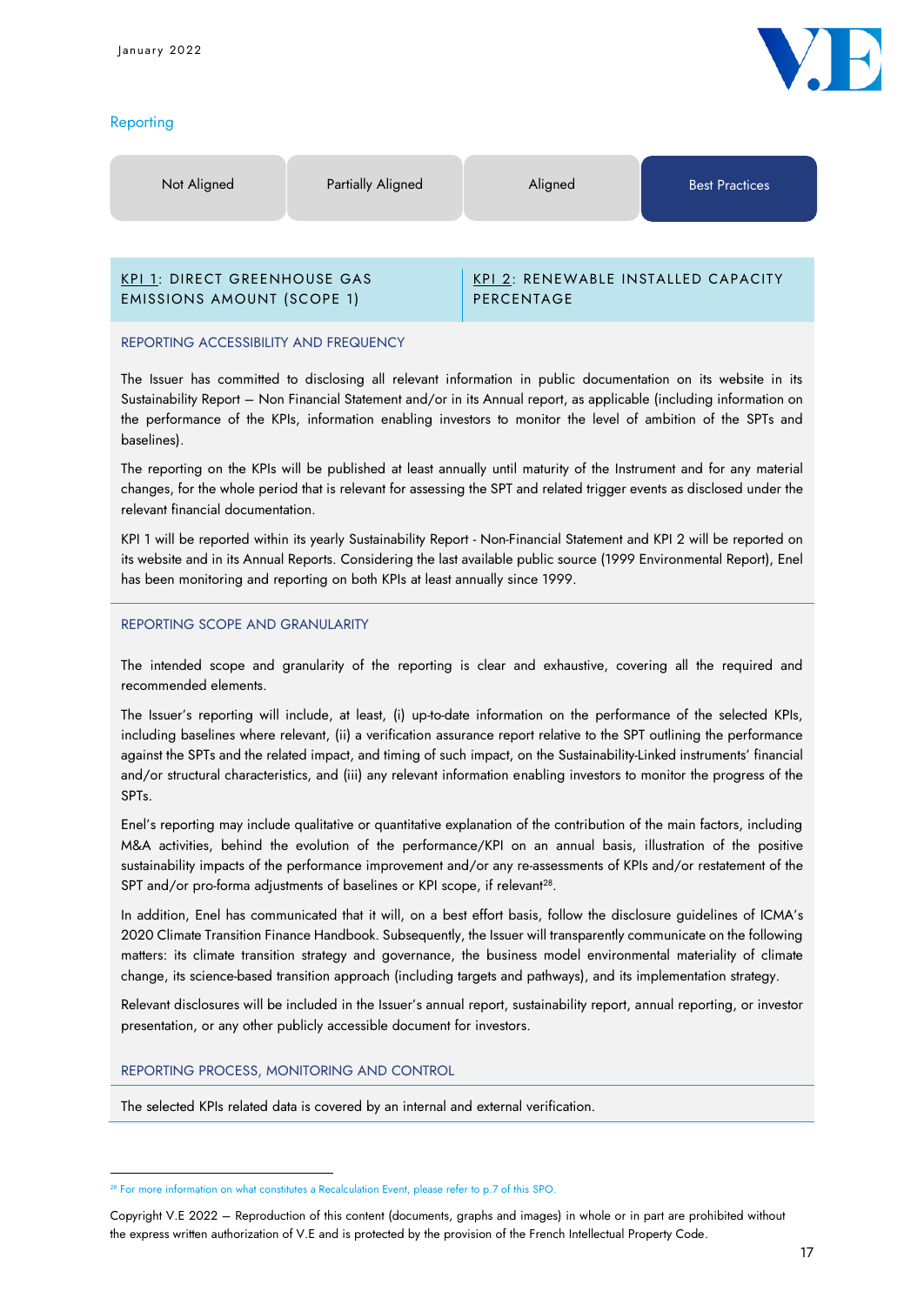## Reporting

| Not Aligned | Partially Aligned | Aligned | **Best Practices** |
|---|---|---|---|

| KPI 1: DIRECT GREENHOUSE GAS EMISSIONS AMOUNT (SCOPE 1) | KPI 2: RENEWABLE INSTALLED CAPACITY PERCENTAGE |
|---|---|

### REPORTING ACCESSIBILITY AND FREQUENCY

The Issuer has committed to disclosing all relevant information in public documentation on its website in its Sustainability Report – Non Financial Statement and/or in its Annual report, as applicable (including information on the performance of the KPIs, information enabling investors to monitor the level of ambition of the SPTs and baselines).

The reporting on the KPIs will be published at least annually until maturity of the Instrument and for any material changes, for the whole period that is relevant for assessing the SPT and related trigger events as disclosed under the relevant financial documentation.

KPI 1 will be reported within its yearly Sustainability Report - Non-Financial Statement and KPI 2 will be reported on its website and in its Annual Reports. Considering the last available public source (1999 Environmental Report), Enel has been monitoring and reporting on both KPIs at least annually since 1999.

### REPORTING SCOPE AND GRANULARITY

The intended scope and granularity of the reporting is clear and exhaustive, covering all the required and recommended elements.

The Issuer's reporting will include, at least, (i) up-to-date information on the performance of the selected KPIs, including baselines where relevant, (ii) a verification assurance report relative to the SPT outlining the performance against the SPTs and the related impact, and timing of such impact, on the Sustainability-Linked instruments' financial and/or structural characteristics, and (iii) any relevant information enabling investors to monitor the progress of the SPTs.

Enel's reporting may include qualitative or quantitative explanation of the contribution of the main factors, including M&A activities, behind the evolution of the performance/KPI on an annual basis, illustration of the positive sustainability impacts of the performance improvement and/or any re-assessments of KPIs and/or restatement of the SPT and/or pro-forma adjustments of baselines or KPI scope, if relevant[28].

In addition, Enel has communicated that it will, on a best effort basis, follow the disclosure guidelines of ICMA's 2020 Climate Transition Finance Handbook. Subsequently, the Issuer will transparently communicate on the following matters: its climate transition strategy and governance, the business model environmental materiality of climate change, its science-based transition approach (including targets and pathways), and its implementation strategy.

Relevant disclosures will be included in the Issuer's annual report, sustainability report, annual reporting, or investor presentation, or any other publicly accessible document for investors.

### REPORTING PROCESS, MONITORING AND CONTROL

The selected KPIs related data is covered by an internal and external verification.

[28] For more information on what constitutes a Recalculation Event, please refer to p.7 of this SPO.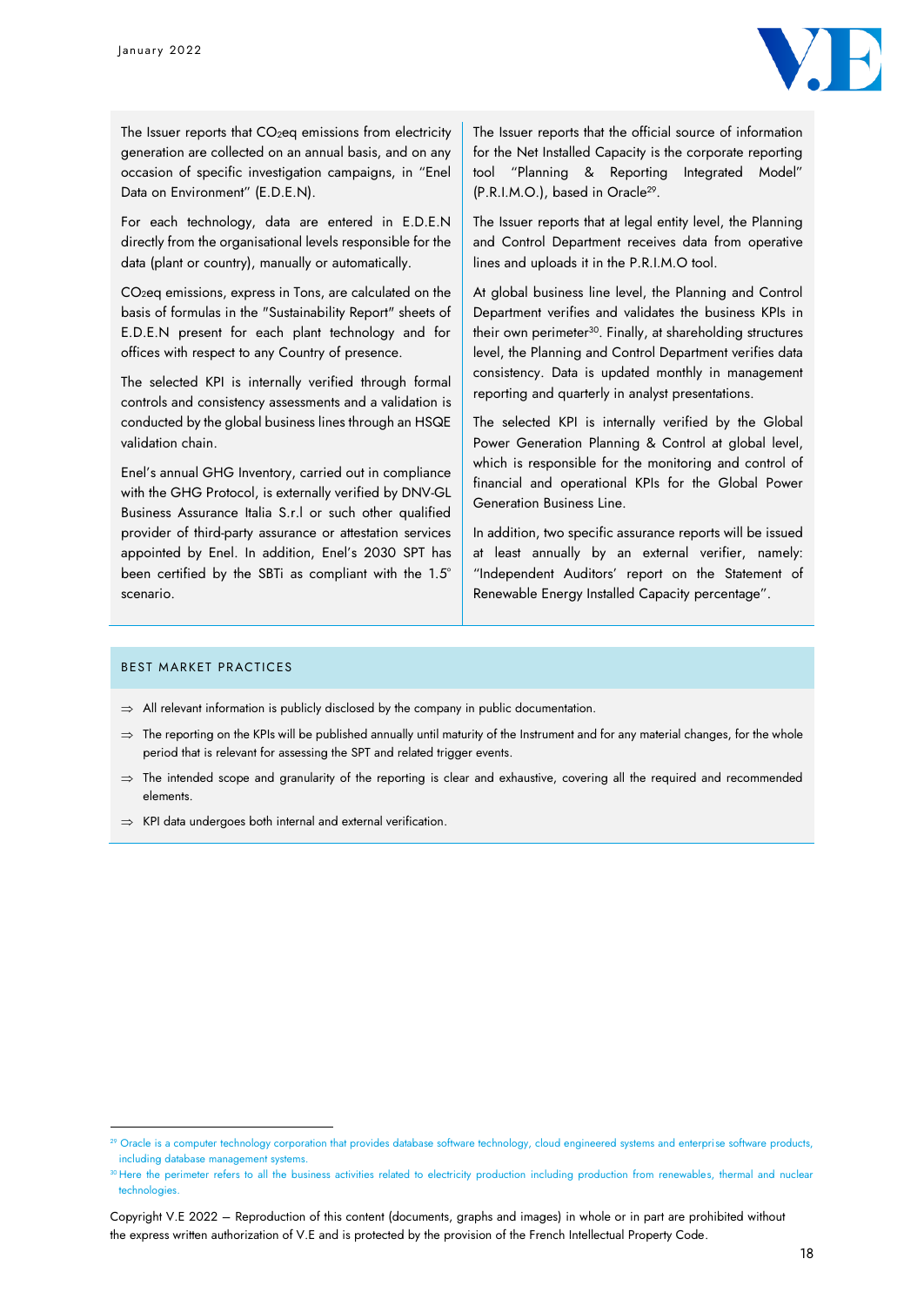The Issuer reports that $CO_2eq$ emissions from electricity generation are collected on an annual basis, and on any occasion of specific investigation campaigns, in "Enel Data on Environment" (E.D.E.N).

For each technology, data are entered in E.D.E.N directly from the organisational levels responsible for the data (plant or country), manually or automatically.

$CO_2eq$ emissions, express in Tons, are calculated on the basis of formulas in the "Sustainability Report" sheets of E.D.E.N present for each plant technology and for offices with respect to any Country of presence.

The selected KPI is internally verified through formal controls and consistency assessments and a validation is conducted by the global business lines through an HSQE validation chain.

Enel's annual GHG Inventory, carried out in compliance with the GHG Protocol, is externally verified by DNV-GL Business Assurance Italia S.r.l or such other qualified provider of third-party assurance or attestation services appointed by Enel. In addition, Enel's 2030 SPT has been certified by the SBTi as compliant with the 1.5° scenario.

The Issuer reports that the official source of information for the Net Installed Capacity is the corporate reporting tool "Planning & Reporting Integrated Model" (P.R.I.M.O.), based in Oracle[29].

The Issuer reports that at legal entity level, the Planning and Control Department receives data from operative lines and uploads it in the P.R.I.M.O tool.

At global business line level, the Planning and Control Department verifies and validates the business KPIs in their own perimeter[30]. Finally, at shareholding structures level, the Planning and Control Department verifies data consistency. Data is updated monthly in management reporting and quarterly in analyst presentations.

The selected KPI is internally verified by the Global Power Generation Planning & Control at global level, which is responsible for the monitoring and control of financial and operational KPIs for the Global Power Generation Business Line.

In addition, two specific assurance reports will be issued at least annually by an external verifier, namely: "Independent Auditors' report on the Statement of Renewable Energy Installed Capacity percentage".

## BEST MARKET PRACTICES

⇒ All relevant information is publicly disclosed by the company in public documentation.

⇒ The reporting on the KPIs will be published annually until maturity of the Instrument and for any material changes, for the whole period that is relevant for assessing the SPT and related trigger events.

⇒ The intended scope and granularity of the reporting is clear and exhaustive, covering all the required and recommended elements.

⇒ KPI data undergoes both internal and external verification.

[29] Oracle is a computer technology corporation that provides database software technology, cloud engineered systems and enterprise software products, including database management systems.

[30] Here the perimeter refers to all the business activities related to electricity production including production from renewables, thermal and nuclear technologies.

Copyright V.E 2022 – Reproduction of this content (documents, graphs and images) in whole or in part are prohibited without the express written authorization of V.E and is protected by the provision of the French Intellectual Property Code.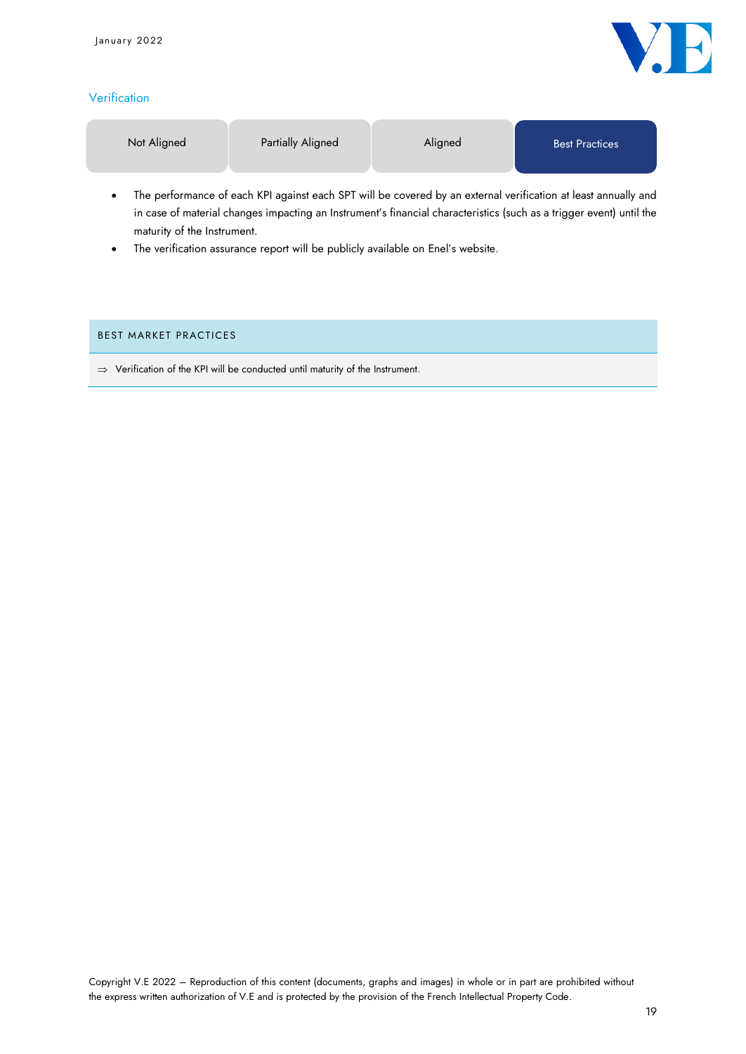### Verification

| Not Aligned | Partially Aligned | Aligned | **Best Practices** |
|---|---|---|---|

- The performance of each KPI against each SPT will be covered by an external verification at least annually and in case of material changes impacting an Instrument's financial characteristics (such as a trigger event) until the maturity of the Instrument.
- The verification assurance report will be publicly available on Enel's website.

**BEST MARKET PRACTICES**

⇒ Verification of the KPI will be conducted until maturity of the Instrument.

Copyright V.E 2022 – Reproduction of this content (documents, graphs and images) in whole or in part are prohibited without the express written authorization of V.E and is protected by the provision of the French Intellectual Property Code.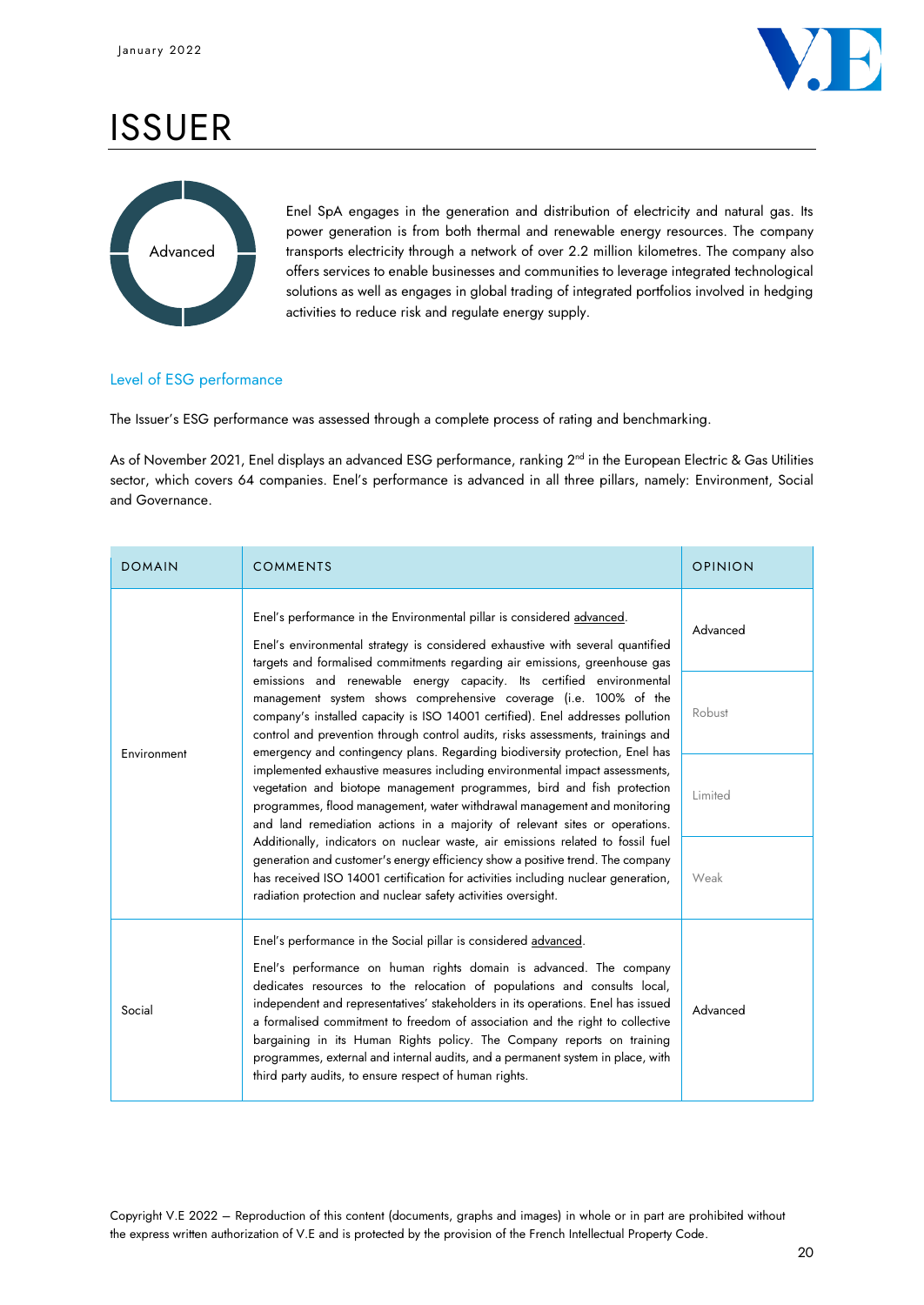# ISSUER

Advanced

Enel SpA engages in the generation and distribution of electricity and natural gas. Its power generation is from both thermal and renewable energy resources. The company transports electricity through a network of over 2.2 million kilometres. The company also offers services to enable businesses and communities to leverage integrated technological solutions as well as engages in global trading of integrated portfolios involved in hedging activities to reduce risk and regulate energy supply.

## Level of ESG performance

The Issuer's ESG performance was assessed through a complete process of rating and benchmarking.

As of November 2021, Enel displays an advanced ESG performance, ranking 2nd in the European Electric & Gas Utilities sector, which covers 64 companies. Enel's performance is advanced in all three pillars, namely: Environment, Social and Governance.

| DOMAIN | COMMENTS | OPINION |
|---|---|---|
| Environment | Enel's performance in the Environmental pillar is considered advanced.<br><br>Enel's environmental strategy is considered exhaustive with several quantified targets and formalised commitments regarding air emissions, greenhouse gas emissions and renewable energy capacity. Its certified environmental management system shows comprehensive coverage (i.e. 100% of the company's installed capacity is ISO 14001 certified). Enel addresses pollution control and prevention through control audits, risks assessments, trainings and emergency and contingency plans. Regarding biodiversity protection, Enel has implemented exhaustive measures including environmental impact assessments, vegetation and biotope management programmes, bird and fish protection programmes, flood management, water withdrawal management and monitoring and land remediation actions in a majority of relevant sites or operations. Additionally, indicators on nuclear waste, air emissions related to fossil fuel generation and customer's energy efficiency show a positive trend. The company has received ISO 14001 certification for activities including nuclear generation, radiation protection and nuclear safety activities oversight. | **Advanced**<br>Robust<br>Limited<br>Weak |
| Social | Enel's performance in the Social pillar is considered advanced.<br><br>Enel's performance on human rights domain is advanced. The company dedicates resources to the relocation of populations and consults local, independent and representatives' stakeholders in its operations. Enel has issued a formalised commitment to freedom of association and the right to collective bargaining in its Human Rights policy. The Company reports on training programmes, external and internal audits, and a permanent system in place, with third party audits, to ensure respect of human rights. | Advanced |

Copyright V.E 2022 – Reproduction of this content (documents, graphs and images) in whole or in part are prohibited without the express written authorization of V.E and is protected by the provision of the French Intellectual Property Code.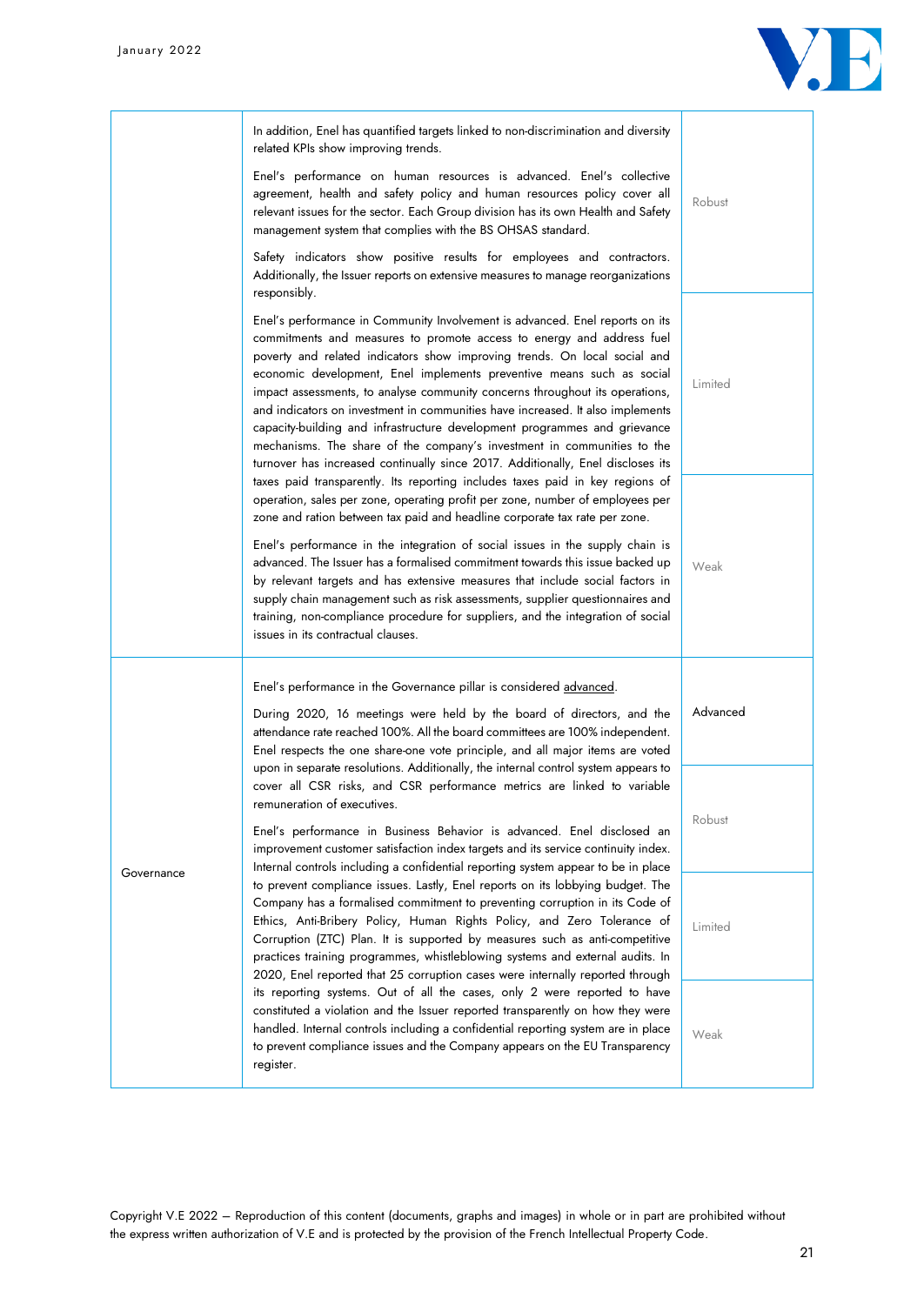|  |  |  |
|---|---|---|
|  | In addition, Enel has quantified targets linked to non-discrimination and diversity related KPIs show improving trends.<br><br>Enel's performance on human resources is advanced. Enel's collective agreement, health and safety policy and human resources policy cover all relevant issues for the sector. Each Group division has its own Health and Safety management system that complies with the BS OHSAS standard.<br><br>Safety indicators show positive results for employees and contractors. Additionally, the Issuer reports on extensive measures to manage reorganizations responsibly.<br><br>Enel's performance in Community Involvement is advanced. Enel reports on its commitments and measures to promote access to energy and address fuel poverty and related indicators show improving trends. On local social and economic development, Enel implements preventive means such as social impact assessments, to analyse community concerns throughout its operations, and indicators on investment in communities have increased. It also implements capacity-building and infrastructure development programmes and grievance mechanisms. The share of the company's investment in communities to the turnover has increased continually since 2017. Additionally, Enel discloses its taxes paid transparently. Its reporting includes taxes paid in key regions of operation, sales per zone, operating profit per zone, number of employees per zone and ration between tax paid and headline corporate tax rate per zone.<br><br>Enel's performance in the integration of social issues in the supply chain is advanced. The Issuer has a formalised commitment towards this issue backed up by relevant targets and has extensive measures that include social factors in supply chain management such as risk assessments, supplier questionnaires and training, non-compliance procedure for suppliers, and the integration of social issues in its contractual clauses. | Robust<br><br>Limited<br><br>Weak |
| Governance | Enel's performance in the Governance pillar is considered advanced.<br><br>During 2020, 16 meetings were held by the board of directors, and the attendance rate reached 100%. All the board committees are 100% independent. Enel respects the one share-one vote principle, and all major items are voted upon in separate resolutions. Additionally, the internal control system appears to cover all CSR risks, and CSR performance metrics are linked to variable remuneration of executives.<br><br>Enel's performance in Business Behavior is advanced. Enel disclosed an improvement customer satisfaction index targets and its service continuity index. Internal controls including a confidential reporting system appear to be in place to prevent compliance issues. Lastly, Enel reports on its lobbying budget. The Company has a formalised commitment to preventing corruption in its Code of Ethics, Anti-Bribery Policy, Human Rights Policy, and Zero Tolerance of Corruption (ZTC) Plan. It is supported by measures such as anti-competitive practices training programmes, whistleblowing systems and external audits. In 2020, Enel reported that 25 corruption cases were internally reported through its reporting systems. Out of all the cases, only 2 were reported to have constituted a violation and the Issuer reported transparently on how they were handled. Internal controls including a confidential reporting system are in place to prevent compliance issues and the Company appears on the EU Transparency register. | Advanced<br><br>Robust<br><br>Limited<br><br>Weak |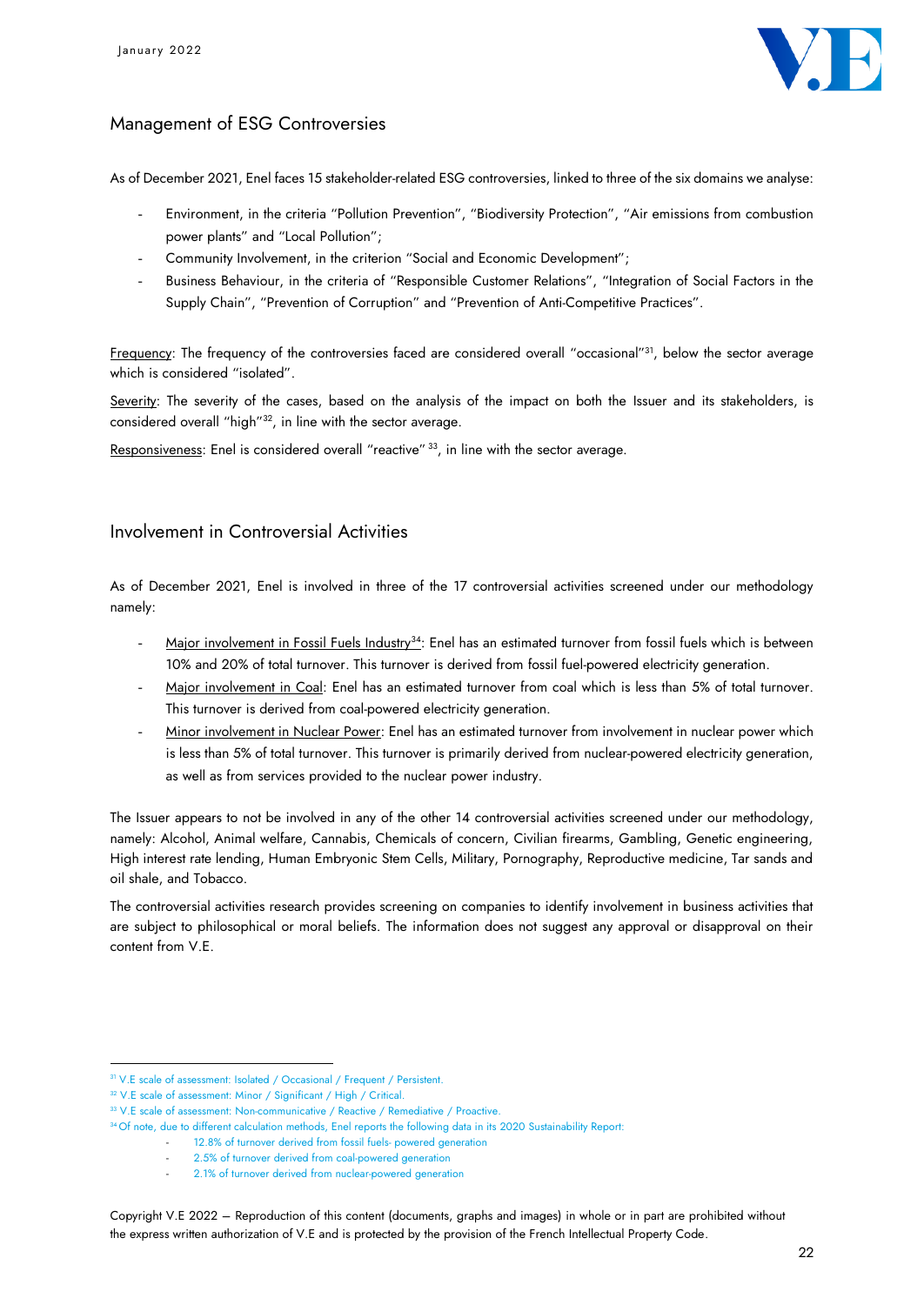## Management of ESG Controversies

As of December 2021, Enel faces 15 stakeholder-related ESG controversies, linked to three of the six domains we analyse:

- Environment, in the criteria "Pollution Prevention", "Biodiversity Protection", "Air emissions from combustion power plants" and "Local Pollution";
- Community Involvement, in the criterion "Social and Economic Development";
- Business Behaviour, in the criteria of "Responsible Customer Relations", "Integration of Social Factors in the Supply Chain", "Prevention of Corruption" and "Prevention of Anti-Competitive Practices".

Frequency: The frequency of the controversies faced are considered overall "occasional"[31], below the sector average which is considered "isolated".

Severity: The severity of the cases, based on the analysis of the impact on both the Issuer and its stakeholders, is considered overall "high"[32], in line with the sector average.

Responsiveness: Enel is considered overall "reactive"[33], in line with the sector average.

## Involvement in Controversial Activities

As of December 2021, Enel is involved in three of the 17 controversial activities screened under our methodology namely:

- Major involvement in Fossil Fuels Industry[34]: Enel has an estimated turnover from fossil fuels which is between 10% and 20% of total turnover. This turnover is derived from fossil fuel-powered electricity generation.
- Major involvement in Coal: Enel has an estimated turnover from coal which is less than 5% of total turnover. This turnover is derived from coal-powered electricity generation.
- Minor involvement in Nuclear Power: Enel has an estimated turnover from involvement in nuclear power which is less than 5% of total turnover. This turnover is primarily derived from nuclear-powered electricity generation, as well as from services provided to the nuclear power industry.

The Issuer appears to not be involved in any of the other 14 controversial activities screened under our methodology, namely: Alcohol, Animal welfare, Cannabis, Chemicals of concern, Civilian firearms, Gambling, Genetic engineering, High interest rate lending, Human Embryonic Stem Cells, Military, Pornography, Reproductive medicine, Tar sands and oil shale, and Tobacco.

The controversial activities research provides screening on companies to identify involvement in business activities that are subject to philosophical or moral beliefs. The information does not suggest any approval or disapproval on their content from V.E.

---

[31] V.E scale of assessment: Isolated / Occasional / Frequent / Persistent.

[32] V.E scale of assessment: Minor / Significant / High / Critical.

[33] V.E scale of assessment: Non-communicative / Reactive / Remediative / Proactive.

[34] Of note, due to different calculation methods, Enel reports the following data in its 2020 Sustainability Report:
- 12.8% of turnover derived from fossil fuels- powered generation
- 2.5% of turnover derived from coal-powered generation
- 2.1% of turnover derived from nuclear-powered generation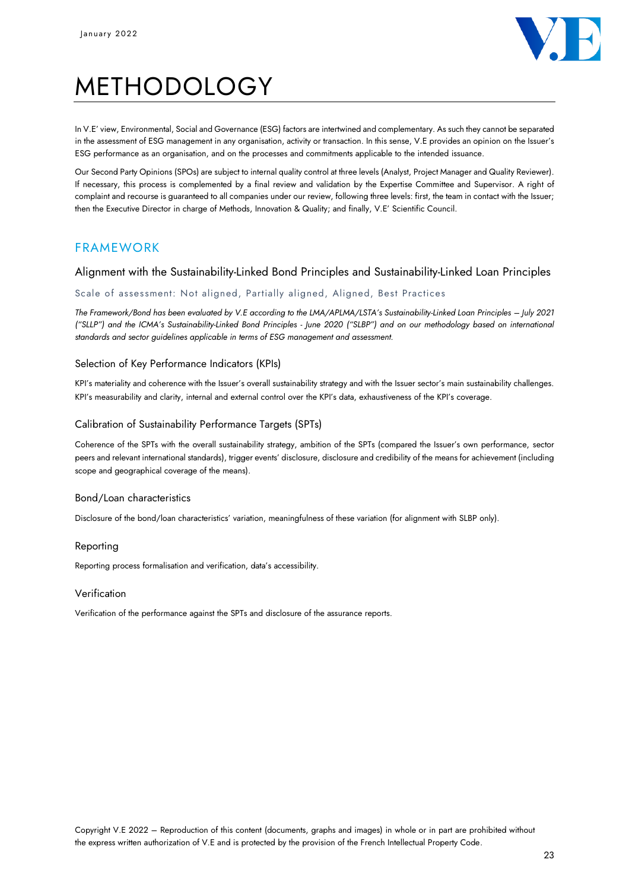# METHODOLOGY

In V.E' view, Environmental, Social and Governance (ESG) factors are intertwined and complementary. As such they cannot be separated in the assessment of ESG management in any organisation, activity or transaction. In this sense, V.E provides an opinion on the Issuer's ESG performance as an organisation, and on the processes and commitments applicable to the intended issuance.

Our Second Party Opinions (SPOs) are subject to internal quality control at three levels (Analyst, Project Manager and Quality Reviewer). If necessary, this process is complemented by a final review and validation by the Expertise Committee and Supervisor. A right of complaint and recourse is guaranteed to all companies under our review, following three levels: first, the team in contact with the Issuer; then the Executive Director in charge of Methods, Innovation & Quality; and finally, V.E' Scientific Council.

## FRAMEWORK

### Alignment with the Sustainability-Linked Bond Principles and Sustainability-Linked Loan Principles

Scale of assessment: Not aligned, Partially aligned, Aligned, Best Practices

*The Framework/Bond has been evaluated by V.E according to the LMA/APLMA/LSTA's Sustainability-Linked Loan Principles – July 2021 ("SLLP") and the ICMA's Sustainability-Linked Bond Principles - June 2020 ("SLBP") and on our methodology based on international standards and sector guidelines applicable in terms of ESG management and assessment.*

#### Selection of Key Performance Indicators (KPIs)

KPI's materiality and coherence with the Issuer's overall sustainability strategy and with the Issuer sector's main sustainability challenges. KPI's measurability and clarity, internal and external control over the KPI's data, exhaustiveness of the KPI's coverage.

#### Calibration of Sustainability Performance Targets (SPTs)

Coherence of the SPTs with the overall sustainability strategy, ambition of the SPTs (compared the Issuer's own performance, sector peers and relevant international standards), trigger events' disclosure, disclosure and credibility of the means for achievement (including scope and geographical coverage of the means).

#### Bond/Loan characteristics

Disclosure of the bond/loan characteristics' variation, meaningfulness of these variation (for alignment with SLBP only).

#### Reporting

Reporting process formalisation and verification, data's accessibility.

#### Verification

Verification of the performance against the SPTs and disclosure of the assurance reports.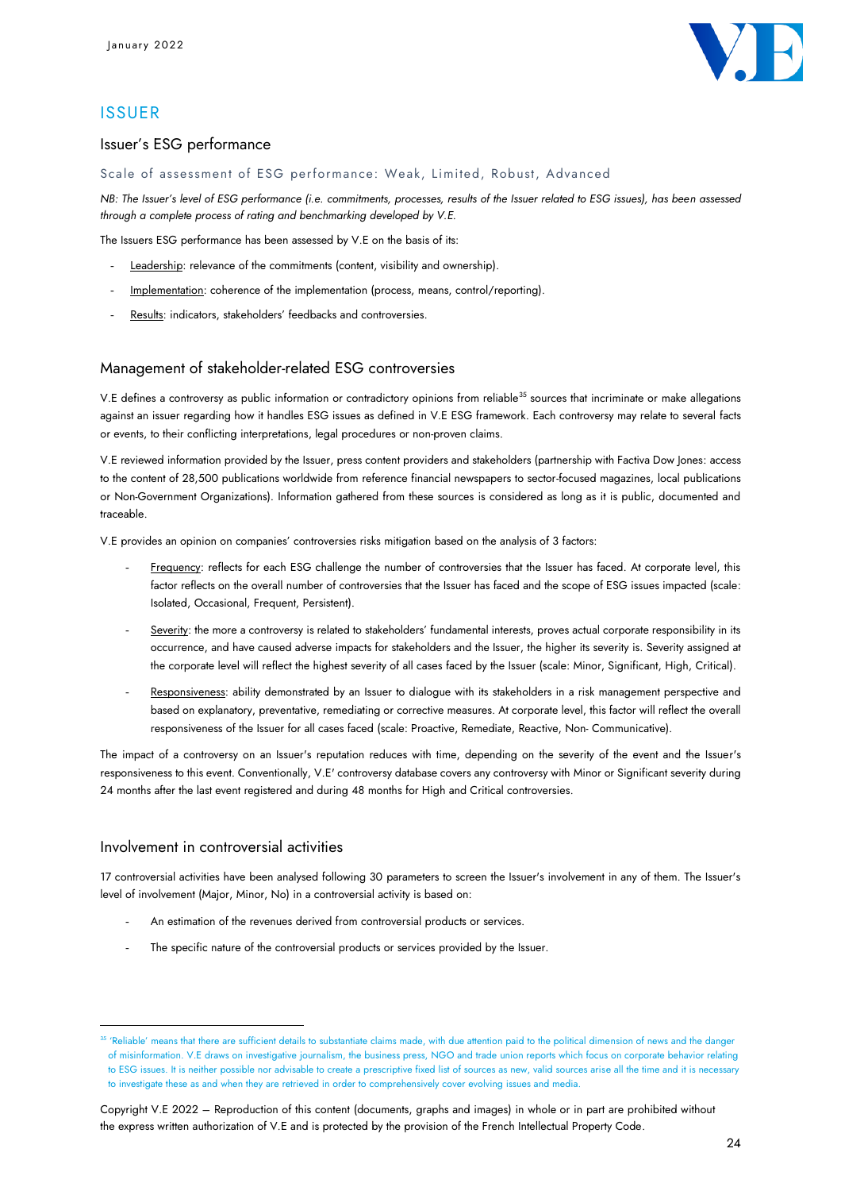# ISSUER

## Issuer's ESG performance

Scale of assessment of ESG performance: Weak, Limited, Robust, Advanced

*NB: The Issuer's level of ESG performance (i.e. commitments, processes, results of the Issuer related to ESG issues), has been assessed through a complete process of rating and benchmarking developed by V.E.*

The Issuers ESG performance has been assessed by V.E on the basis of its:

- Leadership: relevance of the commitments (content, visibility and ownership).
- Implementation: coherence of the implementation (process, means, control/reporting).
- Results: indicators, stakeholders' feedbacks and controversies.

## Management of stakeholder-related ESG controversies

V.E defines a controversy as public information or contradictory opinions from reliable[35] sources that incriminate or make allegations against an issuer regarding how it handles ESG issues as defined in V.E ESG framework. Each controversy may relate to several facts or events, to their conflicting interpretations, legal procedures or non-proven claims.

V.E reviewed information provided by the Issuer, press content providers and stakeholders (partnership with Factiva Dow Jones: access to the content of 28,500 publications worldwide from reference financial newspapers to sector-focused magazines, local publications or Non-Government Organizations). Information gathered from these sources is considered as long as it is public, documented and traceable.

V.E provides an opinion on companies' controversies risks mitigation based on the analysis of 3 factors:

- Frequency: reflects for each ESG challenge the number of controversies that the Issuer has faced. At corporate level, this factor reflects on the overall number of controversies that the Issuer has faced and the scope of ESG issues impacted (scale: Isolated, Occasional, Frequent, Persistent).
- Severity: the more a controversy is related to stakeholders' fundamental interests, proves actual corporate responsibility in its occurrence, and have caused adverse impacts for stakeholders and the Issuer, the higher its severity is. Severity assigned at the corporate level will reflect the highest severity of all cases faced by the Issuer (scale: Minor, Significant, High, Critical).
- Responsiveness: ability demonstrated by an Issuer to dialogue with its stakeholders in a risk management perspective and based on explanatory, preventative, remediating or corrective measures. At corporate level, this factor will reflect the overall responsiveness of the Issuer for all cases faced (scale: Proactive, Remediate, Reactive, Non- Communicative).

The impact of a controversy on an Issuer's reputation reduces with time, depending on the severity of the event and the Issuer's responsiveness to this event. Conventionally, V.E' controversy database covers any controversy with Minor or Significant severity during 24 months after the last event registered and during 48 months for High and Critical controversies.

## Involvement in controversial activities

17 controversial activities have been analysed following 30 parameters to screen the Issuer's involvement in any of them. The Issuer's level of involvement (Major, Minor, No) in a controversial activity is based on:

- An estimation of the revenues derived from controversial products or services.
- The specific nature of the controversial products or services provided by the Issuer.

---

[35] 'Reliable' means that there are sufficient details to substantiate claims made, with due attention paid to the political dimension of news and the danger of misinformation. V.E draws on investigative journalism, the business press, NGO and trade union reports which focus on corporate behavior relating to ESG issues. It is neither possible nor advisable to create a prescriptive fixed list of sources as new, valid sources arise all the time and it is necessary to investigate these as and when they are retrieved in order to comprehensively cover evolving issues and media.

Copyright V.E 2022 – Reproduction of this content (documents, graphs and images) in whole or in part are prohibited without the express written authorization of V.E and is protected by the provision of the French Intellectual Property Code.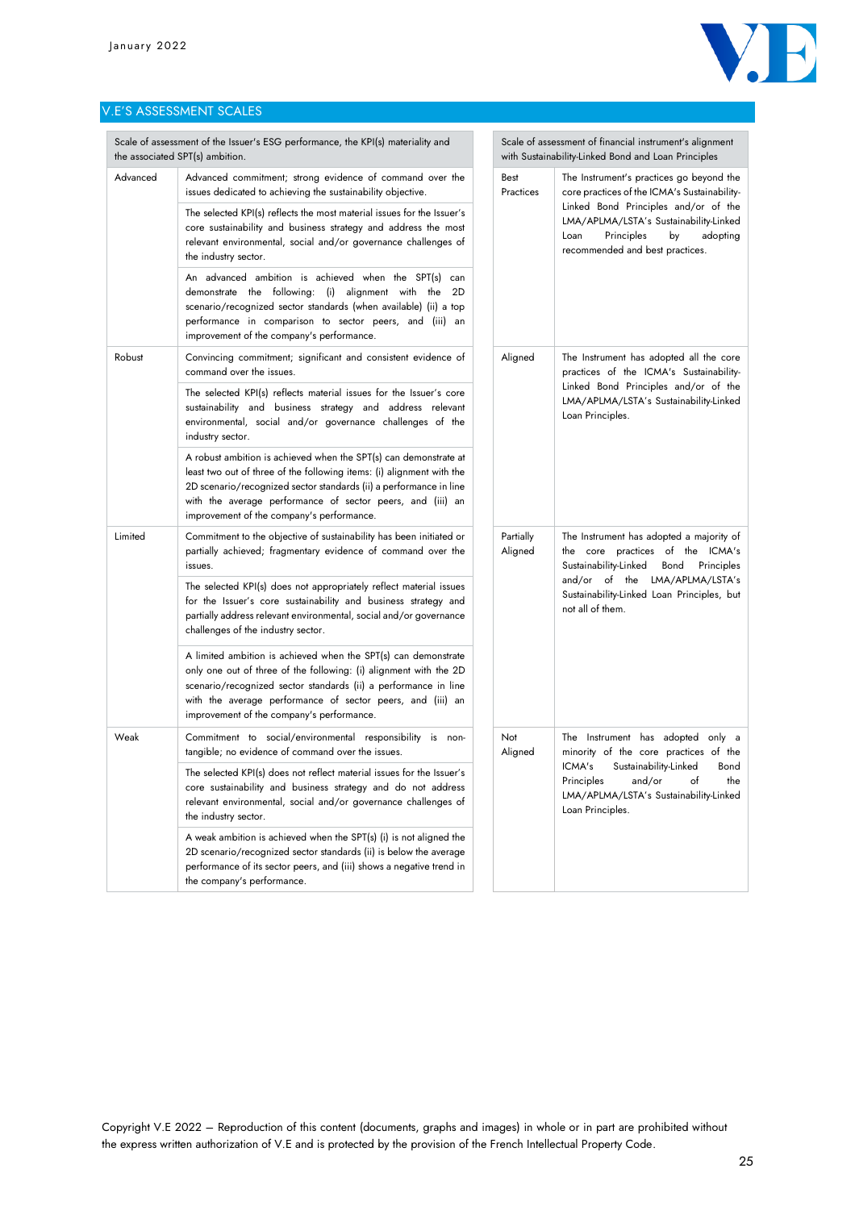## V.E'S ASSESSMENT SCALES

| Scale of assessment of the Issuer's ESG performance, the KPI(s) materiality and the associated SPT(s) ambition. | |
|---|---|
| Advanced | Advanced commitment; strong evidence of command over the issues dedicated to achieving the sustainability objective. |
| | The selected KPI(s) reflects the most material issues for the Issuer's core sustainability and business strategy and address the most relevant environmental, social and/or governance challenges of the industry sector. |
| | An advanced ambition is achieved when the SPT(s) can demonstrate the following: (i) alignment with the 2D scenario/recognized sector standards (when available) (ii) a top performance in comparison to sector peers, and (iii) an improvement of the company's performance. |
| Robust | Convincing commitment; significant and consistent evidence of command over the issues. |
| | The selected KPI(s) reflects material issues for the Issuer's core sustainability and business strategy and address relevant environmental, social and/or governance challenges of the industry sector. |
| | A robust ambition is achieved when the SPT(s) can demonstrate at least two out of three of the following items: (i) alignment with the 2D scenario/recognized sector standards (ii) a performance in line with the average performance of sector peers, and (iii) an improvement of the company's performance. |
| Limited | Commitment to the objective of sustainability has been initiated or partially achieved; fragmentary evidence of command over the issues. |
| | The selected KPI(s) does not appropriately reflect material issues for the Issuer's core sustainability and business strategy and partially address relevant environmental, social and/or governance challenges of the industry sector. |
| | A limited ambition is achieved when the SPT(s) can demonstrate only one out of three of the following: (i) alignment with the 2D scenario/recognized sector standards (ii) a performance in line with the average performance of sector peers, and (iii) an improvement of the company's performance. |
| Weak | Commitment to social/environmental responsibility is non-tangible; no evidence of command over the issues. |
| | The selected KPI(s) does not reflect material issues for the Issuer's core sustainability and business strategy and do not address relevant environmental, social and/or governance challenges of the industry sector. |
| | A weak ambition is achieved when the SPT(s) (i) is not aligned the 2D scenario/recognized sector standards (ii) is below the average performance of its sector peers, and (iii) shows a negative trend in the company's performance. |

| Scale of assessment of financial instrument's alignment with Sustainability-Linked Bond and Loan Principles | |
|---|---|
| Best Practices | The Instrument's practices go beyond the core practices of the ICMA's Sustainability-Linked Bond Principles and/or of the LMA/APLMA/LSTA's Sustainability-Linked Loan Principles by adopting recommended and best practices. |
| Aligned | The Instrument has adopted all the core practices of the ICMA's Sustainability-Linked Bond Principles and/or of the LMA/APLMA/LSTA's Sustainability-Linked Loan Principles. |
| Partially Aligned | The Instrument has adopted a majority of the core practices of the ICMA's Sustainability-Linked Bond Principles and/or of the LMA/APLMA/LSTA's Sustainability-Linked Loan Principles, but not all of them. |
| Not Aligned | The Instrument has adopted only a minority of the core practices of the ICMA's Sustainability-Linked Bond Principles and/or of the LMA/APLMA/LSTA's Sustainability-Linked Loan Principles. |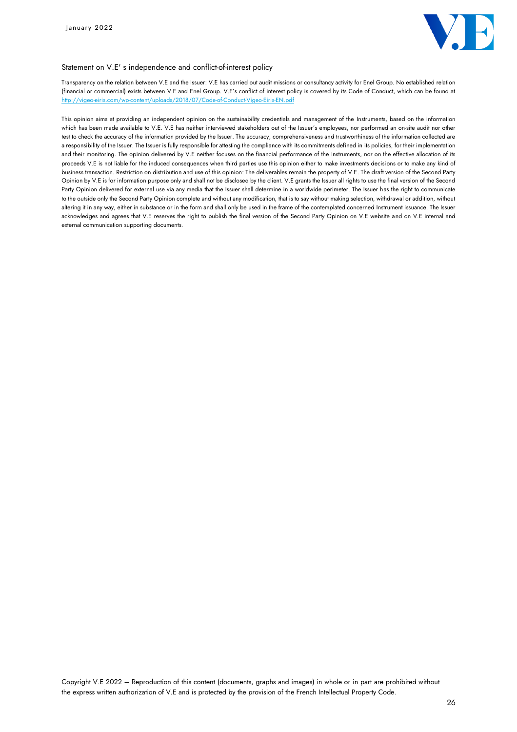## Statement on V.E' s independence and conflict-of-interest policy

Transparency on the relation between V.E and the Issuer: V.E has carried out audit missions or consultancy activity for Enel Group. No established relation (financial or commercial) exists between V.E and Enel Group. V.E's conflict of interest policy is covered by its Code of Conduct, which can be found at [http://vigeo-eiris.com/wp-content/uploads/2018/07/Code-of-Conduct-Vigeo-Eiris-EN.pdf](http://vigeo-eiris.com/wp-content/uploads/2018/07/Code-of-Conduct-Vigeo-Eiris-EN.pdf)

This opinion aims at providing an independent opinion on the sustainability credentials and management of the Instruments, based on the information which has been made available to V.E. V.E has neither interviewed stakeholders out of the Issuer's employees, nor performed an on-site audit nor other test to check the accuracy of the information provided by the Issuer. The accuracy, comprehensiveness and trustworthiness of the information collected are a responsibility of the Issuer. The Issuer is fully responsible for attesting the compliance with its commitments defined in its policies, for their implementation and their monitoring. The opinion delivered by V.E neither focuses on the financial performance of the Instruments, nor on the effective allocation of its proceeds V.E is not liable for the induced consequences when third parties use this opinion either to make investments decisions or to make any kind of business transaction. Restriction on distribution and use of this opinion: The deliverables remain the property of V.E. The draft version of the Second Party Opinion by V.E is for information purpose only and shall not be disclosed by the client. V.E grants the Issuer all rights to use the final version of the Second Party Opinion delivered for external use via any media that the Issuer shall determine in a worldwide perimeter. The Issuer has the right to communicate to the outside only the Second Party Opinion complete and without any modification, that is to say without making selection, withdrawal or addition, without altering it in any way, either in substance or in the form and shall only be used in the frame of the contemplated concerned Instrument issuance. The Issuer acknowledges and agrees that V.E reserves the right to publish the final version of the Second Party Opinion on V.E website and on V.E internal and external communication supporting documents.

Copyright V.E 2022 – Reproduction of this content (documents, graphs and images) in whole or in part are prohibited without the express written authorization of V.E and is protected by the provision of the French Intellectual Property Code.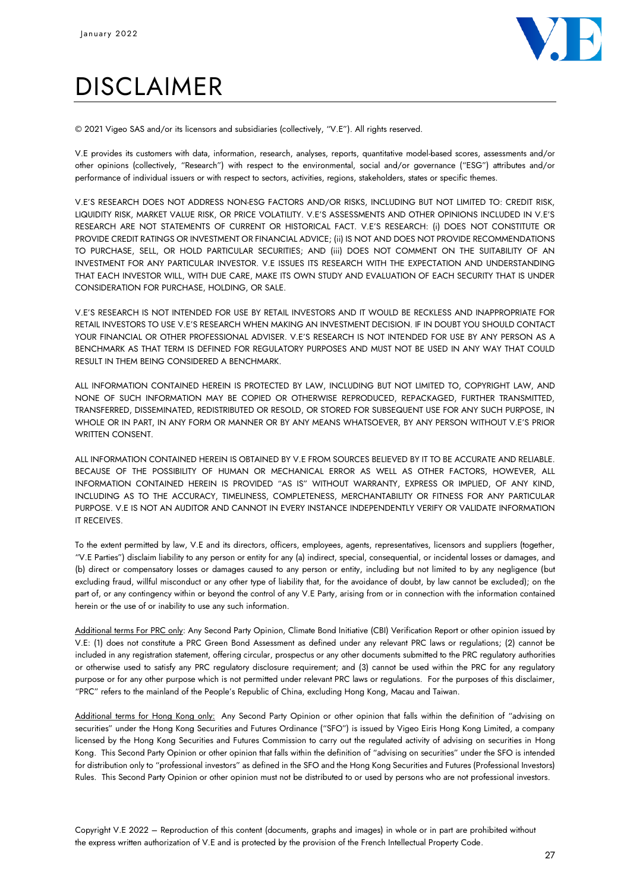# DISCLAIMER

© 2021 Vigeo SAS and/or its licensors and subsidiaries (collectively, "V.E"). All rights reserved.

V.E provides its customers with data, information, research, analyses, reports, quantitative model-based scores, assessments and/or other opinions (collectively, "Research") with respect to the environmental, social and/or governance ("ESG") attributes and/or performance of individual issuers or with respect to sectors, activities, regions, stakeholders, states or specific themes.

V.E'S RESEARCH DOES NOT ADDRESS NON-ESG FACTORS AND/OR RISKS, INCLUDING BUT NOT LIMITED TO: CREDIT RISK, LIQUIDITY RISK, MARKET VALUE RISK, OR PRICE VOLATILITY. V.E'S ASSESSMENTS AND OTHER OPINIONS INCLUDED IN V.E'S RESEARCH ARE NOT STATEMENTS OF CURRENT OR HISTORICAL FACT. V.E'S RESEARCH: (i) DOES NOT CONSTITUTE OR PROVIDE CREDIT RATINGS OR INVESTMENT OR FINANCIAL ADVICE; (ii) IS NOT AND DOES NOT PROVIDE RECOMMENDATIONS TO PURCHASE, SELL, OR HOLD PARTICULAR SECURITIES; AND (iii) DOES NOT COMMENT ON THE SUITABILITY OF AN INVESTMENT FOR ANY PARTICULAR INVESTOR. V.E ISSUES ITS RESEARCH WITH THE EXPECTATION AND UNDERSTANDING THAT EACH INVESTOR WILL, WITH DUE CARE, MAKE ITS OWN STUDY AND EVALUATION OF EACH SECURITY THAT IS UNDER CONSIDERATION FOR PURCHASE, HOLDING, OR SALE.

V.E'S RESEARCH IS NOT INTENDED FOR USE BY RETAIL INVESTORS AND IT WOULD BE RECKLESS AND INAPPROPRIATE FOR RETAIL INVESTORS TO USE V.E'S RESEARCH WHEN MAKING AN INVESTMENT DECISION. IF IN DOUBT YOU SHOULD CONTACT YOUR FINANCIAL OR OTHER PROFESSIONAL ADVISER. V.E'S RESEARCH IS NOT INTENDED FOR USE BY ANY PERSON AS A BENCHMARK AS THAT TERM IS DEFINED FOR REGULATORY PURPOSES AND MUST NOT BE USED IN ANY WAY THAT COULD RESULT IN THEM BEING CONSIDERED A BENCHMARK.

ALL INFORMATION CONTAINED HEREIN IS PROTECTED BY LAW, INCLUDING BUT NOT LIMITED TO, COPYRIGHT LAW, AND NONE OF SUCH INFORMATION MAY BE COPIED OR OTHERWISE REPRODUCED, REPACKAGED, FURTHER TRANSMITTED, TRANSFERRED, DISSEMINATED, REDISTRIBUTED OR RESOLD, OR STORED FOR SUBSEQUENT USE FOR ANY SUCH PURPOSE, IN WHOLE OR IN PART, IN ANY FORM OR MANNER OR BY ANY MEANS WHATSOEVER, BY ANY PERSON WITHOUT V.E'S PRIOR WRITTEN CONSENT.

ALL INFORMATION CONTAINED HEREIN IS OBTAINED BY V.E FROM SOURCES BELIEVED BY IT TO BE ACCURATE AND RELIABLE. BECAUSE OF THE POSSIBILITY OF HUMAN OR MECHANICAL ERROR AS WELL AS OTHER FACTORS, HOWEVER, ALL INFORMATION CONTAINED HEREIN IS PROVIDED "AS IS" WITHOUT WARRANTY, EXPRESS OR IMPLIED, OF ANY KIND, INCLUDING AS TO THE ACCURACY, TIMELINESS, COMPLETENESS, MERCHANTABILITY OR FITNESS FOR ANY PARTICULAR PURPOSE. V.E IS NOT AN AUDITOR AND CANNOT IN EVERY INSTANCE INDEPENDENTLY VERIFY OR VALIDATE INFORMATION IT RECEIVES.

To the extent permitted by law, V.E and its directors, officers, employees, agents, representatives, licensors and suppliers (together, "V.E Parties") disclaim liability to any person or entity for any (a) indirect, special, consequential, or incidental losses or damages, and (b) direct or compensatory losses or damages caused to any person or entity, including but not limited to by any negligence (but excluding fraud, willful misconduct or any other type of liability that, for the avoidance of doubt, by law cannot be excluded); on the part of, or any contingency within or beyond the control of any V.E Party, arising from or in connection with the information contained herein or the use of or inability to use any such information.

Additional terms For PRC only: Any Second Party Opinion, Climate Bond Initiative (CBI) Verification Report or other opinion issued by V.E: (1) does not constitute a PRC Green Bond Assessment as defined under any relevant PRC laws or regulations; (2) cannot be included in any registration statement, offering circular, prospectus or any other documents submitted to the PRC regulatory authorities or otherwise used to satisfy any PRC regulatory disclosure requirement; and (3) cannot be used within the PRC for any regulatory purpose or for any other purpose which is not permitted under relevant PRC laws or regulations. For the purposes of this disclaimer, "PRC" refers to the mainland of the People's Republic of China, excluding Hong Kong, Macau and Taiwan.

Additional terms for Hong Kong only: Any Second Party Opinion or other opinion that falls within the definition of "advising on securities" under the Hong Kong Securities and Futures Ordinance ("SFO") is issued by Vigeo Eiris Hong Kong Limited, a company licensed by the Hong Kong Securities and Futures Commission to carry out the regulated activity of advising on securities in Hong Kong. This Second Party Opinion or other opinion that falls within the definition of "advising on securities" under the SFO is intended for distribution only to "professional investors" as defined in the SFO and the Hong Kong Securities and Futures (Professional Investors) Rules. This Second Party Opinion or other opinion must not be distributed to or used by persons who are not professional investors.

Copyright V.E 2022 – Reproduction of this content (documents, graphs and images) in whole or in part are prohibited without the express written authorization of V.E and is protected by the provision of the French Intellectual Property Code.